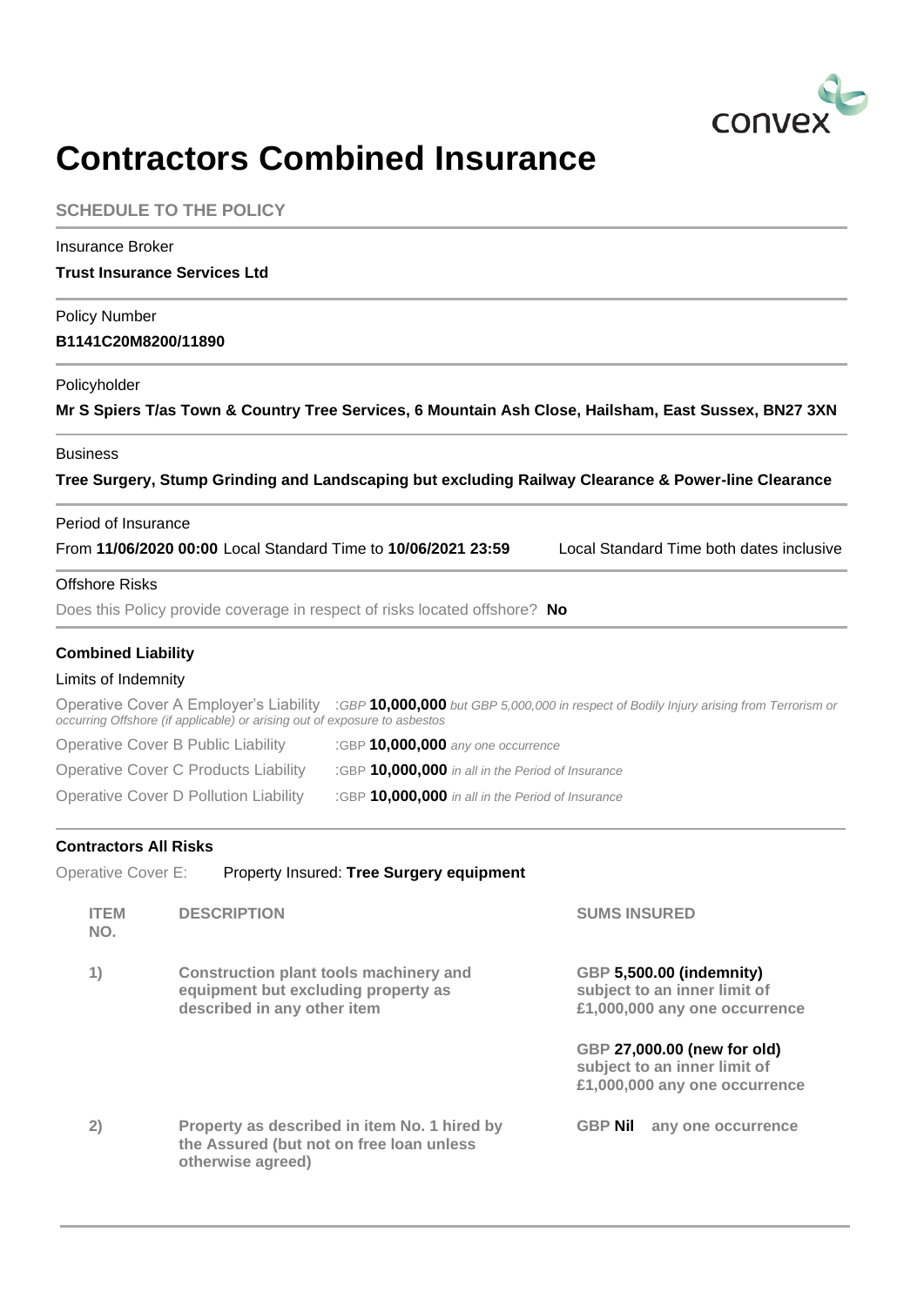convex

# Contractors Combined Insurance

## SCHEDULE TO THE POLICY

Insurance Broker

**Trust Insurance Services Ltd**

Policy Number

**B1141C20M8200/11890**

Policyholder

**Mr S Spiers T/as Town & Country Tree Services, 6 Mountain Ash Close, Hailsham, East Sussex, BN27 3XN**

Business

**Tree Surgery, Stump Grinding and Landscaping but excluding Railway Clearance & Power-line Clearance**

Period of Insurance

From **11/06/2020 00:00** Local Standard Time to **10/06/2021 23:59** Local Standard Time both dates inclusive

Offshore Risks

Does this Policy provide coverage in respect of risks located offshore? **No**

### Combined Liability

Limits of Indemnity

Operative Cover A Employer's Liability :*GBP* **10,000,000** *but GBP 5,000,000 in respect of Bodily Injury arising from Terrorism or occurring Offshore (if applicable) or arising out of exposure to asbestos*

Operative Cover B Public Liability :GBP **10,000,000** *any one occurrence*

Operative Cover C Products Liability :GBP **10,000,000** *in all in the Period of Insurance*

Operative Cover D Pollution Liability :GBP **10,000,000** *in all in the Period of Insurance*

### Contractors All Risks

Operative Cover E: Property Insured: **Tree Surgery equipment**

| ITEM NO. | DESCRIPTION | SUMS INSURED |
|---|---|---|
| 1) | Construction plant tools machinery and equipment but excluding property as described in any other item | GBP **5,500.00 (indemnity)** subject to an inner limit of £1,000,000 any one occurrence<br><br>GBP **27,000.00 (new for old)** subject to an inner limit of £1,000,000 any one occurrence |
| 2) | Property as described in item No. 1 hired by the Assured (but not on free loan unless otherwise agreed) | GBP **Nil** any one occurrence |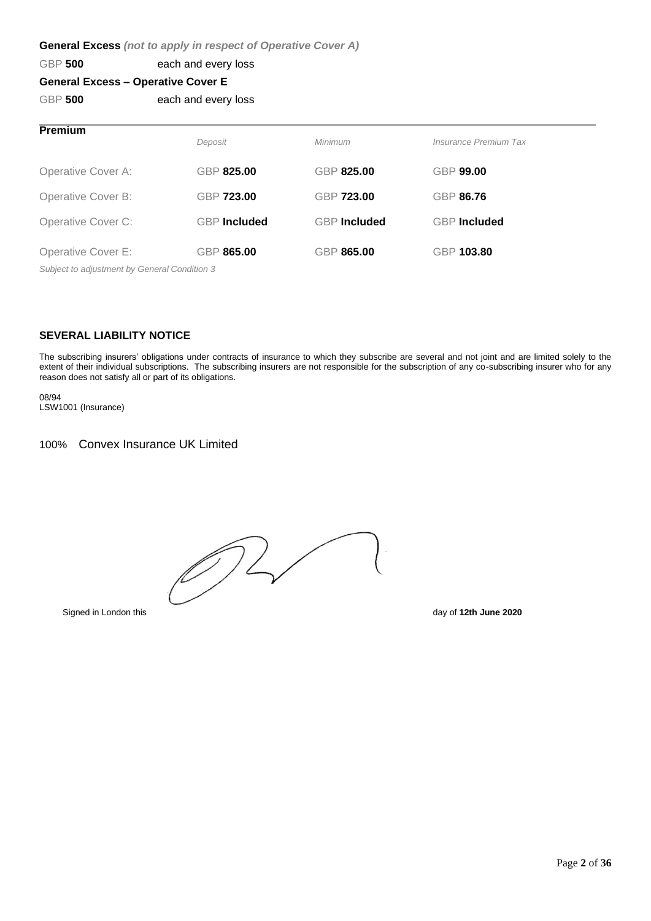**General Excess** *(not to apply in respect of Operative Cover A)*

GBP **500** each and every loss

**General Excess – Operative Cover E**

GBP **500** each and every loss

**Premium**

| | *Deposit* | *Minimum* | *Insurance Premium Tax* |
|---|---|---|---|
| Operative Cover A: | GBP **825.00** | GBP **825.00** | GBP **99.00** |
| Operative Cover B: | GBP **723.00** | GBP **723.00** | GBP **86.76** |
| Operative Cover C: | GBP **Included** | GBP **Included** | GBP **Included** |
| Operative Cover E: | GBP **865.00** | GBP **865.00** | GBP **103.80** |

*Subject to adjustment by General Condition 3*

**SEVERAL LIABILITY NOTICE**

The subscribing insurers' obligations under contracts of insurance to which they subscribe are several and not joint and are limited solely to the extent of their individual subscriptions. The subscribing insurers are not responsible for the subscription of any co-subscribing insurer who for any reason does not satisfy all or part of its obligations.

08/94
LSW1001 (Insurance)

100% Convex Insurance UK Limited

Signed in London this day of **12th June 2020**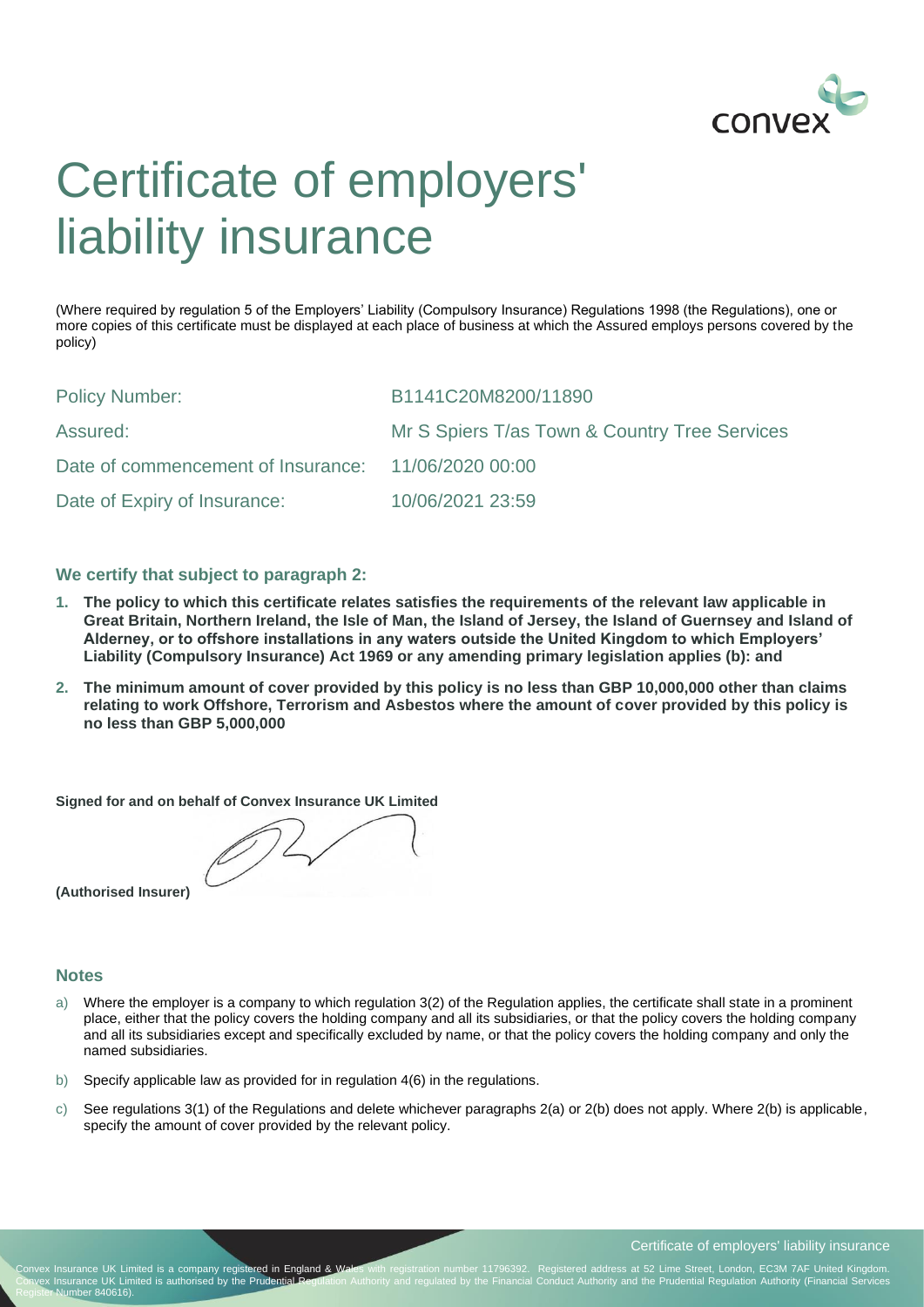# Certificate of employers' liability insurance

(Where required by regulation 5 of the Employers' Liability (Compulsory Insurance) Regulations 1998 (the Regulations), one or more copies of this certificate must be displayed at each place of business at which the Assured employs persons covered by the policy)

| | |
|---|---|
| Policy Number: | B1141C20M8200/11890 |
| Assured: | Mr S Spiers T/as Town & Country Tree Services |
| Date of commencement of Insurance: | 11/06/2020 00:00 |
| Date of Expiry of Insurance: | 10/06/2021 23:59 |

### We certify that subject to paragraph 2:

1. **The policy to which this certificate relates satisfies the requirements of the relevant law applicable in Great Britain, Northern Ireland, the Isle of Man, the Island of Jersey, the Island of Guernsey and Island of Alderney, or to offshore installations in any waters outside the United Kingdom to which Employers' Liability (Compulsory Insurance) Act 1969 or any amending primary legislation applies (b): and**
2. **The minimum amount of cover provided by this policy is no less than GBP 10,000,000 other than claims relating to work Offshore, Terrorism and Asbestos where the amount of cover provided by this policy is no less than GBP 5,000,000**

**Signed for and on behalf of Convex Insurance UK Limited**

**(Authorised Insurer)**

### Notes

a) Where the employer is a company to which regulation 3(2) of the Regulation applies, the certificate shall state in a prominent place, either that the policy covers the holding company and all its subsidiaries, or that the policy covers the holding company and all its subsidiaries except and specifically excluded by name, or that the policy covers the holding company and only the named subsidiaries.

b) Specify applicable law as provided for in regulation 4(6) in the regulations.

c) See regulations 3(1) of the Regulations and delete whichever paragraphs 2(a) or 2(b) does not apply. Where 2(b) is applicable, specify the amount of cover provided by the relevant policy.

Convex Insurance UK Limited is a company registered in England & Wales with registration number 11796392. Registered address at 52 Lime Street, London, EC3M 7AF United Kingdom. Convex Insurance UK Limited is authorised by the Prudential Regulation Authority and regulated by the Financial Conduct Authority and the Prudential Regulation Authority (Financial Services Register Number 840616).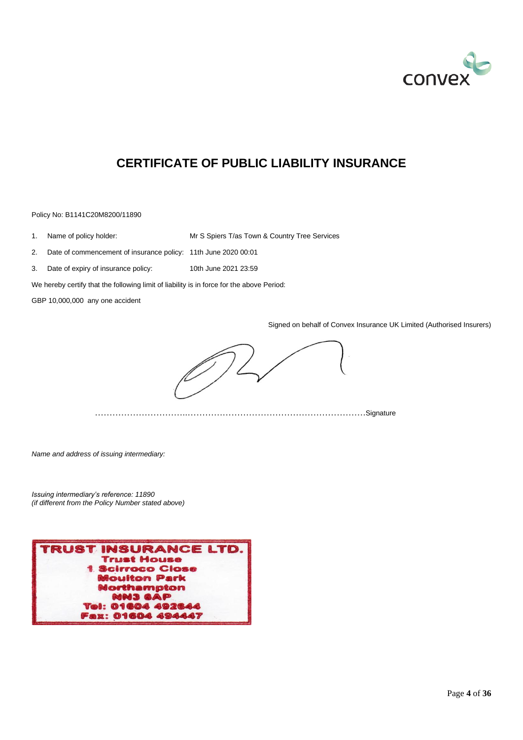convex

# CERTIFICATE OF PUBLIC LIABILITY INSURANCE

Policy No: B1141C20M8200/11890

1. Name of policy holder: Mr S Spiers T/as Town & Country Tree Services
2. Date of commencement of insurance policy: 11th June 2020 00:01
3. Date of expiry of insurance policy: 10th June 2021 23:59

We hereby certify that the following limit of liability is in force for the above Period:

GBP 10,000,000 any one accident

Signed on behalf of Convex Insurance UK Limited (Authorised Insurers)

…………………………………………………………………………………………Signature

*Name and address of issuing intermediary:*

*Issuing intermediary's reference: 11890*
*(if different from the Policy Number stated above)*

TRUST INSURANCE LTD.
Trust House
1 Scirroco Close
Moulton Park
Northampton
NN3 6AP
Tel: 01604 492644
Fax: 01604 494447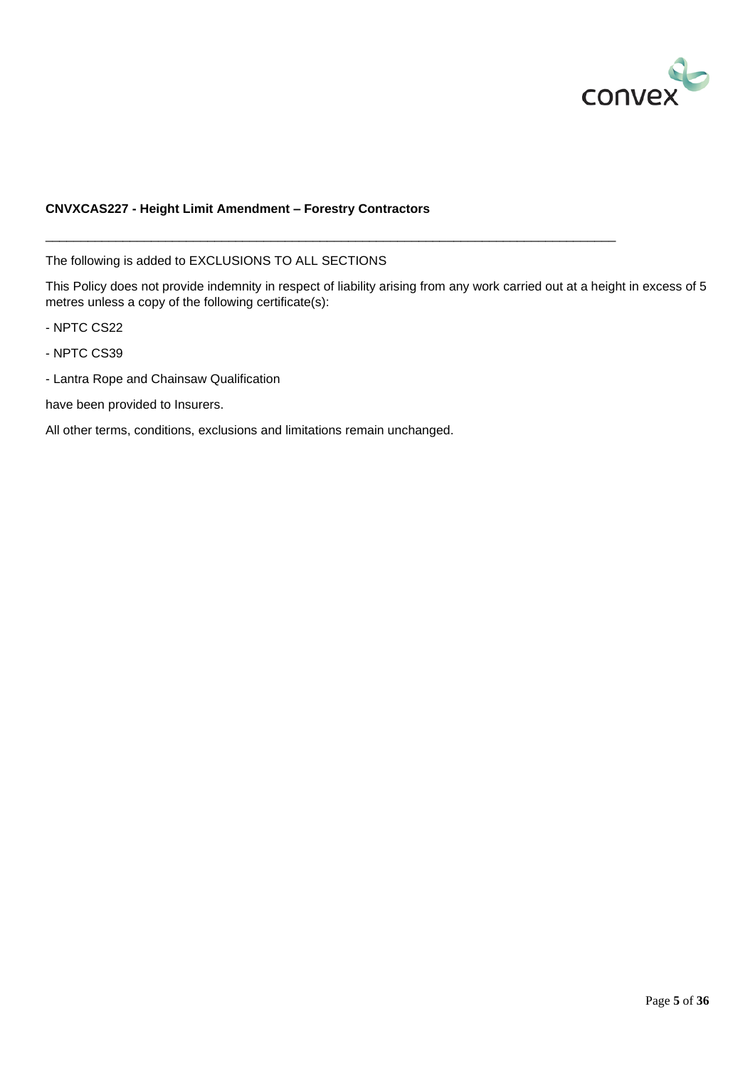**CNVXCAS227 - Height Limit Amendment – Forestry Contractors**

---

The following is added to EXCLUSIONS TO ALL SECTIONS

This Policy does not provide indemnity in respect of liability arising from any work carried out at a height in excess of 5 metres unless a copy of the following certificate(s):

- NPTC CS22
- NPTC CS39
- Lantra Rope and Chainsaw Qualification

have been provided to Insurers.

All other terms, conditions, exclusions and limitations remain unchanged.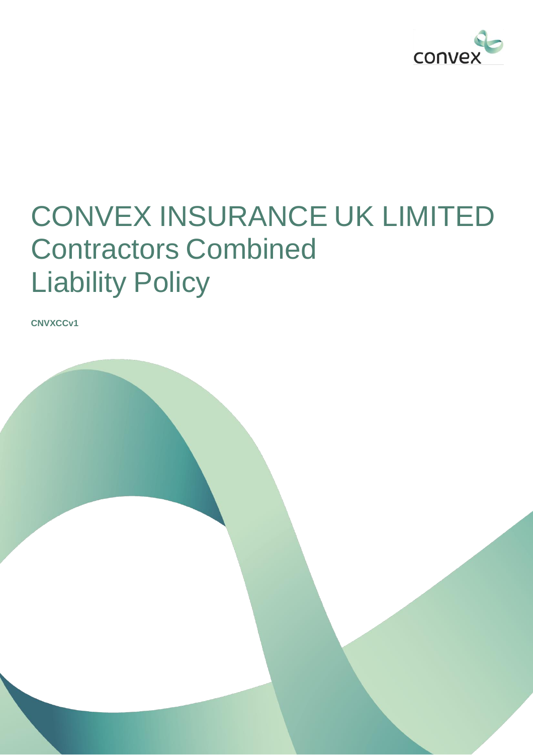# CONVEX INSURANCE UK LIMITED
# Contractors Combined Liability Policy

**CNVXCCv1**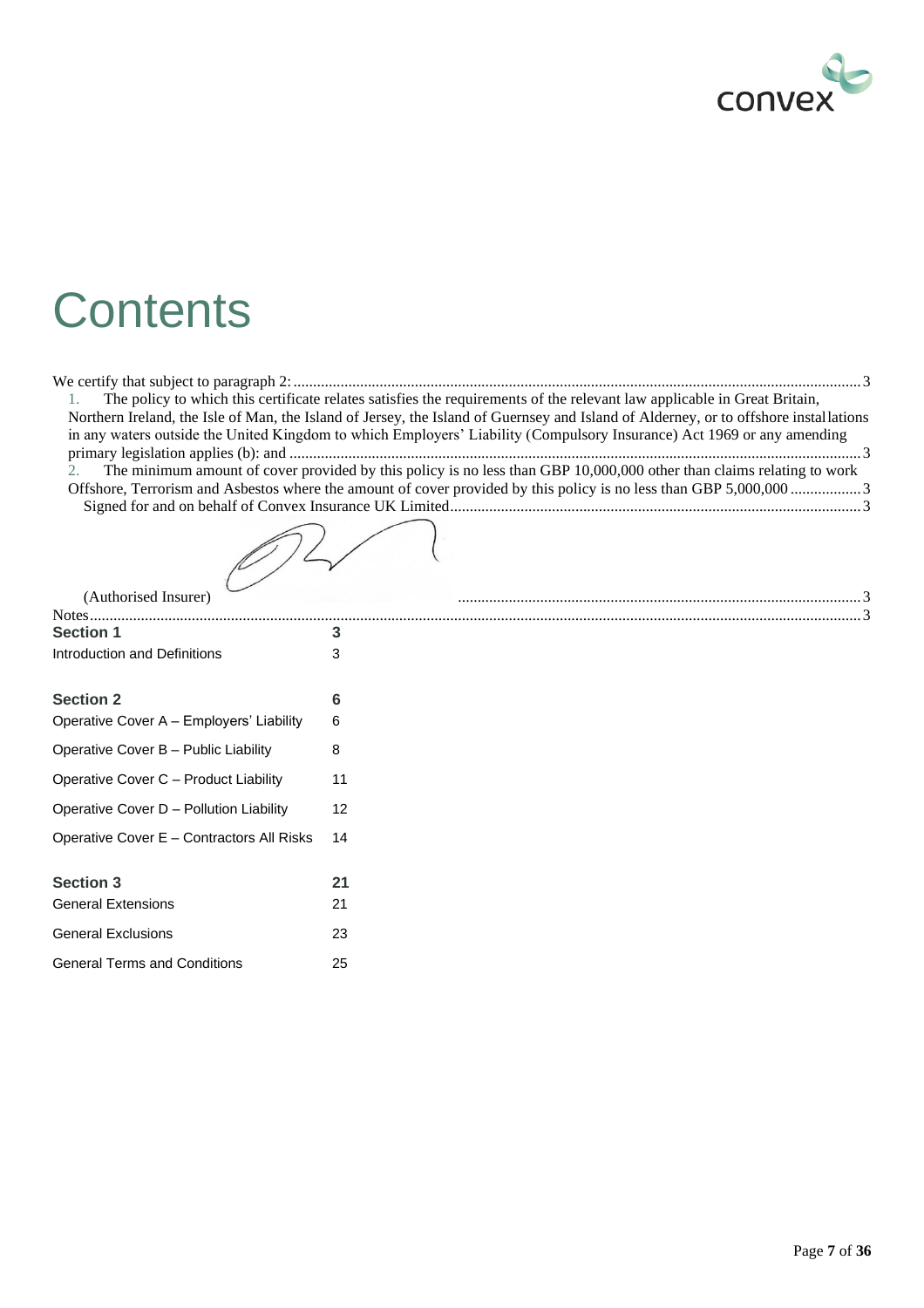# Contents

We certify that subject to paragraph 2: .......... 3

1. The policy to which this certificate relates satisfies the requirements of the relevant law applicable in Great Britain, Northern Ireland, the Isle of Man, the Island of Jersey, the Island of Guernsey and Island of Alderney, or to offshore installations in any waters outside the United Kingdom to which Employers' Liability (Compulsory Insurance) Act 1969 or any amending primary legislation applies (b): and .......... 3
2. The minimum amount of cover provided by this policy is no less than GBP 10,000,000 other than claims relating to work Offshore, Terrorism and Asbestos where the amount of cover provided by this policy is no less than GBP 5,000,000 .......... 3

Signed for and on behalf of Convex Insurance UK Limited .......... 3

(Authorised Insurer) .......... 3

Notes .......... 3

| | |
|---|---|
| **Section 1** | **3** |
| Introduction and Definitions | 3 |
| | |
| **Section 2** | **6** |
| Operative Cover A – Employers' Liability | 6 |
| Operative Cover B – Public Liability | 8 |
| Operative Cover C – Product Liability | 11 |
| Operative Cover D – Pollution Liability | 12 |
| Operative Cover E – Contractors All Risks | 14 |
| | |
| **Section 3** | **21** |
| General Extensions | 21 |
| General Exclusions | 23 |
| General Terms and Conditions | 25 |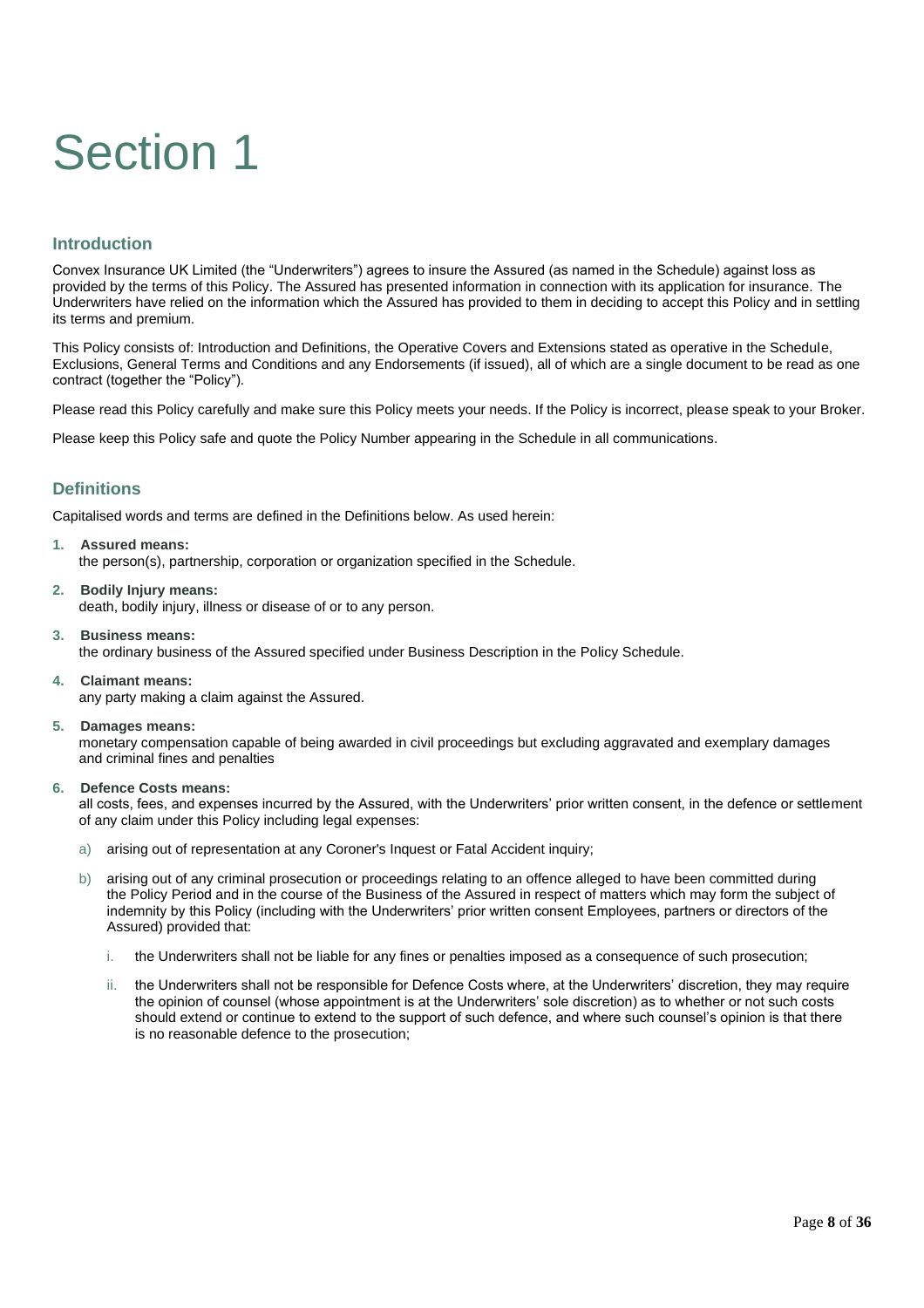# Section 1

## Introduction

Convex Insurance UK Limited (the "Underwriters") agrees to insure the Assured (as named in the Schedule) against loss as provided by the terms of this Policy. The Assured has presented information in connection with its application for insurance. The Underwriters have relied on the information which the Assured has provided to them in deciding to accept this Policy and in settling its terms and premium.

This Policy consists of: Introduction and Definitions, the Operative Covers and Extensions stated as operative in the Schedule, Exclusions, General Terms and Conditions and any Endorsements (if issued), all of which are a single document to be read as one contract (together the "Policy").

Please read this Policy carefully and make sure this Policy meets your needs. If the Policy is incorrect, please speak to your Broker.

Please keep this Policy safe and quote the Policy Number appearing in the Schedule in all communications.

## Definitions

Capitalised words and terms are defined in the Definitions below. As used herein:

1. **Assured means:**
   the person(s), partnership, corporation or organization specified in the Schedule.

2. **Bodily Injury means:**
   death, bodily injury, illness or disease of or to any person.

3. **Business means:**
   the ordinary business of the Assured specified under Business Description in the Policy Schedule.

4. **Claimant means:**
   any party making a claim against the Assured.

5. **Damages means:**
   monetary compensation capable of being awarded in civil proceedings but excluding aggravated and exemplary damages and criminal fines and penalties

6. **Defence Costs means:**
   all costs, fees, and expenses incurred by the Assured, with the Underwriters' prior written consent, in the defence or settlement of any claim under this Policy including legal expenses:

   a) arising out of representation at any Coroner's Inquest or Fatal Accident inquiry;

   b) arising out of any criminal prosecution or proceedings relating to an offence alleged to have been committed during the Policy Period and in the course of the Business of the Assured in respect of matters which may form the subject of indemnity by this Policy (including with the Underwriters' prior written consent Employees, partners or directors of the Assured) provided that:

      i. the Underwriters shall not be liable for any fines or penalties imposed as a consequence of such prosecution;

      ii. the Underwriters shall not be responsible for Defence Costs where, at the Underwriters' discretion, they may require the opinion of counsel (whose appointment is at the Underwriters' sole discretion) as to whether or not such costs should extend or continue to extend to the support of such defence, and where such counsel's opinion is that there is no reasonable defence to the prosecution;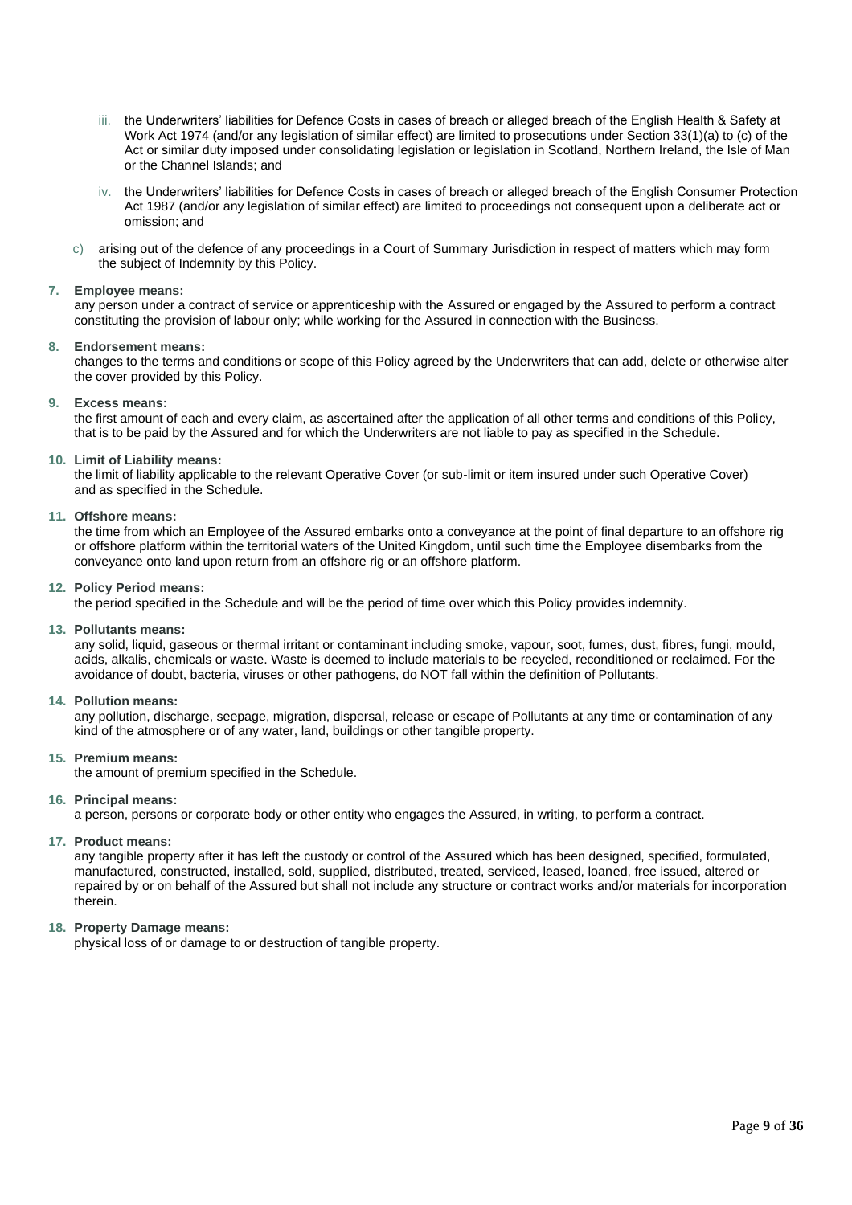iii. the Underwriters' liabilities for Defence Costs in cases of breach or alleged breach of the English Health & Safety at Work Act 1974 (and/or any legislation of similar effect) are limited to prosecutions under Section 33(1)(a) to (c) of the Act or similar duty imposed under consolidating legislation or legislation in Scotland, Northern Ireland, the Isle of Man or the Channel Islands; and

iv. the Underwriters' liabilities for Defence Costs in cases of breach or alleged breach of the English Consumer Protection Act 1987 (and/or any legislation of similar effect) are limited to proceedings not consequent upon a deliberate act or omission; and

c) arising out of the defence of any proceedings in a Court of Summary Jurisdiction in respect of matters which may form the subject of Indemnity by this Policy.

**7. Employee means:**
any person under a contract of service or apprenticeship with the Assured or engaged by the Assured to perform a contract constituting the provision of labour only; while working for the Assured in connection with the Business.

**8. Endorsement means:**
changes to the terms and conditions or scope of this Policy agreed by the Underwriters that can add, delete or otherwise alter the cover provided by this Policy.

**9. Excess means:**
the first amount of each and every claim, as ascertained after the application of all other terms and conditions of this Policy, that is to be paid by the Assured and for which the Underwriters are not liable to pay as specified in the Schedule.

**10. Limit of Liability means:**
the limit of liability applicable to the relevant Operative Cover (or sub-limit or item insured under such Operative Cover) and as specified in the Schedule.

**11. Offshore means:**
the time from which an Employee of the Assured embarks onto a conveyance at the point of final departure to an offshore rig or offshore platform within the territorial waters of the United Kingdom, until such time the Employee disembarks from the conveyance onto land upon return from an offshore rig or an offshore platform.

**12. Policy Period means:**
the period specified in the Schedule and will be the period of time over which this Policy provides indemnity.

**13. Pollutants means:**
any solid, liquid, gaseous or thermal irritant or contaminant including smoke, vapour, soot, fumes, dust, fibres, fungi, mould, acids, alkalis, chemicals or waste. Waste is deemed to include materials to be recycled, reconditioned or reclaimed. For the avoidance of doubt, bacteria, viruses or other pathogens, do NOT fall within the definition of Pollutants.

**14. Pollution means:**
any pollution, discharge, seepage, migration, dispersal, release or escape of Pollutants at any time or contamination of any kind of the atmosphere or of any water, land, buildings or other tangible property.

**15. Premium means:**
the amount of premium specified in the Schedule.

**16. Principal means:**
a person, persons or corporate body or other entity who engages the Assured, in writing, to perform a contract.

**17. Product means:**
any tangible property after it has left the custody or control of the Assured which has been designed, specified, formulated, manufactured, constructed, installed, sold, supplied, distributed, treated, serviced, leased, loaned, free issued, altered or repaired by or on behalf of the Assured but shall not include any structure or contract works and/or materials for incorporation therein.

**18. Property Damage means:**
physical loss of or damage to or destruction of tangible property.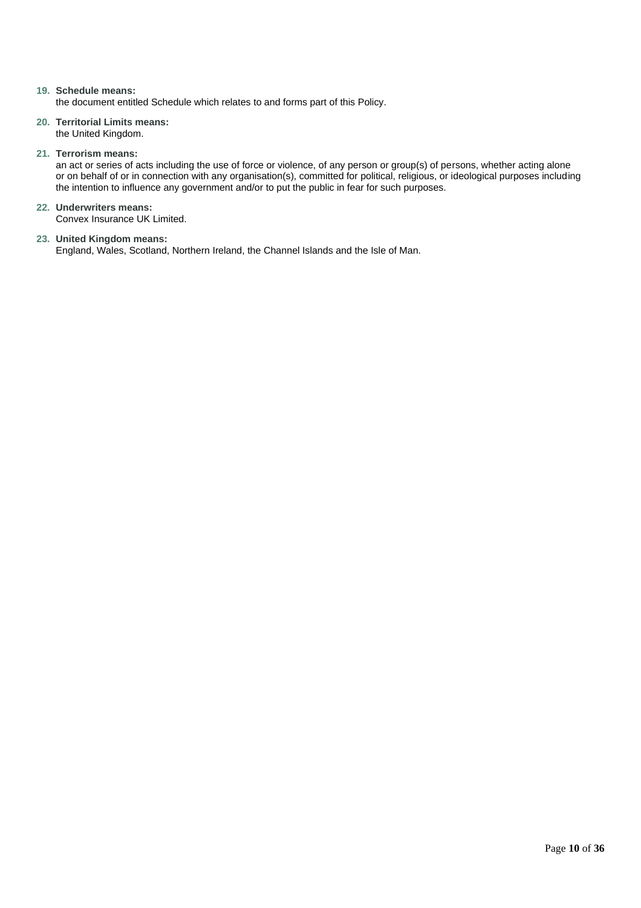19. **Schedule means:**
    the document entitled Schedule which relates to and forms part of this Policy.

20. **Territorial Limits means:**
    the United Kingdom.

21. **Terrorism means:**
    an act or series of acts including the use of force or violence, of any person or group(s) of persons, whether acting alone or on behalf of or in connection with any organisation(s), committed for political, religious, or ideological purposes including the intention to influence any government and/or to put the public in fear for such purposes.

22. **Underwriters means:**
    Convex Insurance UK Limited.

23. **United Kingdom means:**
    England, Wales, Scotland, Northern Ireland, the Channel Islands and the Isle of Man.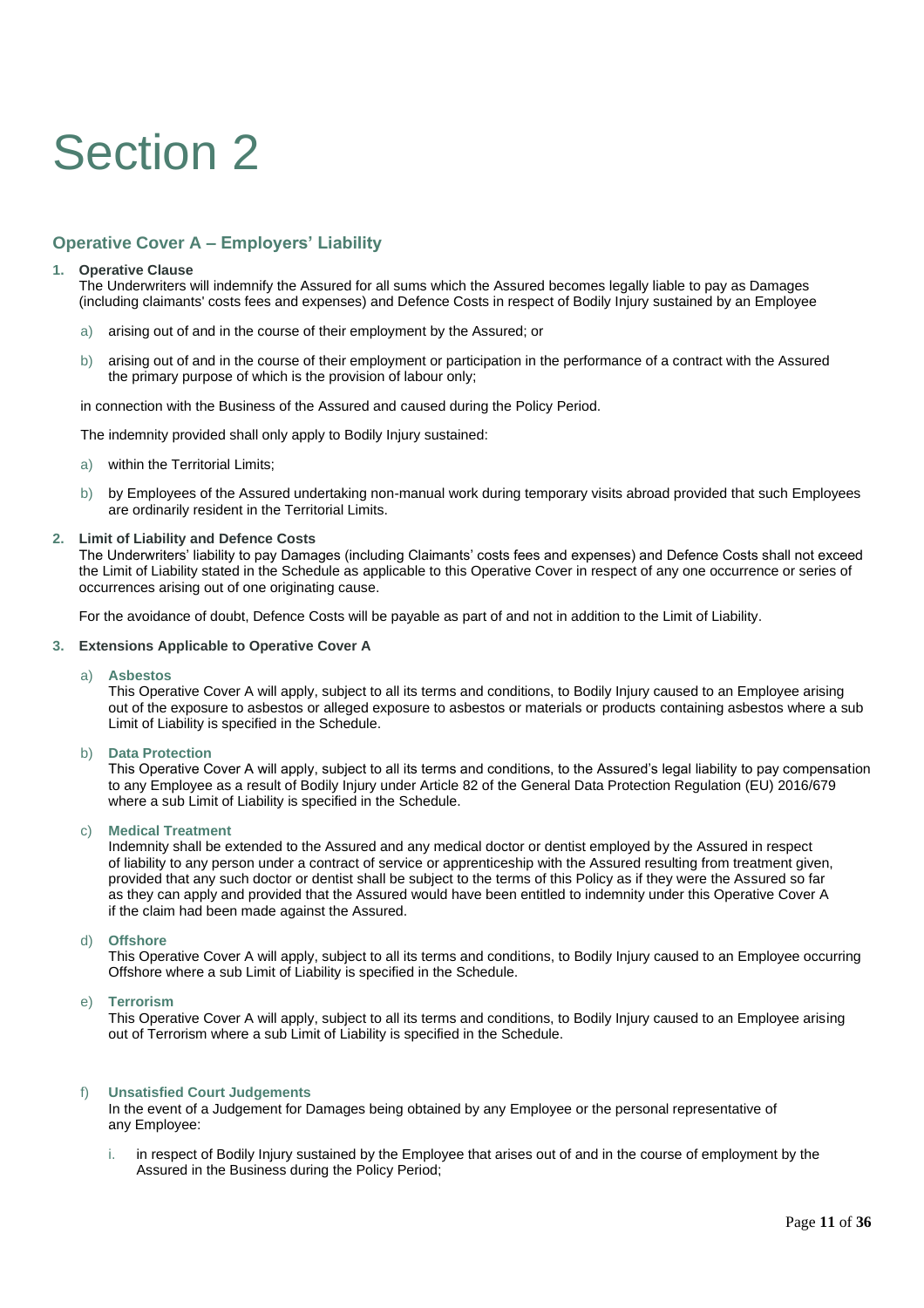# Section 2

## Operative Cover A – Employers' Liability

1. **Operative Clause**
   The Underwriters will indemnify the Assured for all sums which the Assured becomes legally liable to pay as Damages (including claimants' costs fees and expenses) and Defence Costs in respect of Bodily Injury sustained by an Employee

   a) arising out of and in the course of their employment by the Assured; or

   b) arising out of and in the course of their employment or participation in the performance of a contract with the Assured the primary purpose of which is the provision of labour only;

   in connection with the Business of the Assured and caused during the Policy Period.

   The indemnity provided shall only apply to Bodily Injury sustained:

   a) within the Territorial Limits;

   b) by Employees of the Assured undertaking non-manual work during temporary visits abroad provided that such Employees are ordinarily resident in the Territorial Limits.

2. **Limit of Liability and Defence Costs**
   The Underwriters' liability to pay Damages (including Claimants' costs fees and expenses) and Defence Costs shall not exceed the Limit of Liability stated in the Schedule as applicable to this Operative Cover in respect of any one occurrence or series of occurrences arising out of one originating cause.

   For the avoidance of doubt, Defence Costs will be payable as part of and not in addition to the Limit of Liability.

3. **Extensions Applicable to Operative Cover A**

   a) **Asbestos**
   This Operative Cover A will apply, subject to all its terms and conditions, to Bodily Injury caused to an Employee arising out of the exposure to asbestos or alleged exposure to asbestos or materials or products containing asbestos where a sub Limit of Liability is specified in the Schedule.

   b) **Data Protection**
   This Operative Cover A will apply, subject to all its terms and conditions, to the Assured's legal liability to pay compensation to any Employee as a result of Bodily Injury under Article 82 of the General Data Protection Regulation (EU) 2016/679 where a sub Limit of Liability is specified in the Schedule.

   c) **Medical Treatment**
   Indemnity shall be extended to the Assured and any medical doctor or dentist employed by the Assured in respect of liability to any person under a contract of service or apprenticeship with the Assured resulting from treatment given, provided that any such doctor or dentist shall be subject to the terms of this Policy as if they were the Assured so far as they can apply and provided that the Assured would have been entitled to indemnity under this Operative Cover A if the claim had been made against the Assured.

   d) **Offshore**
   This Operative Cover A will apply, subject to all its terms and conditions, to Bodily Injury caused to an Employee occurring Offshore where a sub Limit of Liability is specified in the Schedule.

   e) **Terrorism**
   This Operative Cover A will apply, subject to all its terms and conditions, to Bodily Injury caused to an Employee arising out of Terrorism where a sub Limit of Liability is specified in the Schedule.

   f) **Unsatisfied Court Judgements**
   In the event of a Judgement for Damages being obtained by any Employee or the personal representative of any Employee:

      i. in respect of Bodily Injury sustained by the Employee that arises out of and in the course of employment by the Assured in the Business during the Policy Period;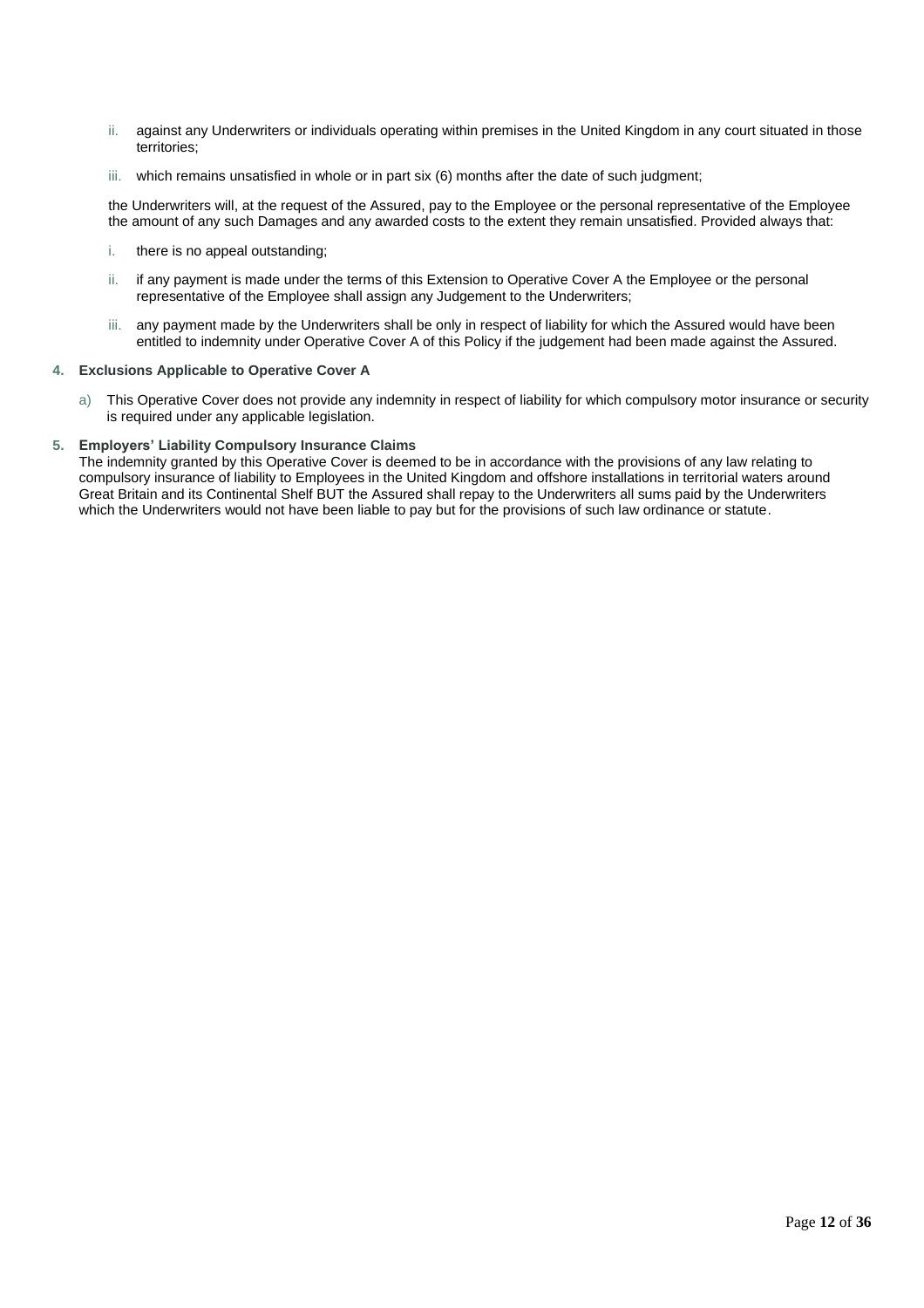ii. against any Underwriters or individuals operating within premises in the United Kingdom in any court situated in those territories;

iii. which remains unsatisfied in whole or in part six (6) months after the date of such judgment;

the Underwriters will, at the request of the Assured, pay to the Employee or the personal representative of the Employee the amount of any such Damages and any awarded costs to the extent they remain unsatisfied. Provided always that:

i. there is no appeal outstanding;

ii. if any payment is made under the terms of this Extension to Operative Cover A the Employee or the personal representative of the Employee shall assign any Judgement to the Underwriters;

iii. any payment made by the Underwriters shall be only in respect of liability for which the Assured would have been entitled to indemnity under Operative Cover A of this Policy if the judgement had been made against the Assured.

**4. Exclusions Applicable to Operative Cover A**

a) This Operative Cover does not provide any indemnity in respect of liability for which compulsory motor insurance or security is required under any applicable legislation.

**5. Employers' Liability Compulsory Insurance Claims**

The indemnity granted by this Operative Cover is deemed to be in accordance with the provisions of any law relating to compulsory insurance of liability to Employees in the United Kingdom and offshore installations in territorial waters around Great Britain and its Continental Shelf BUT the Assured shall repay to the Underwriters all sums paid by the Underwriters which the Underwriters would not have been liable to pay but for the provisions of such law ordinance or statute.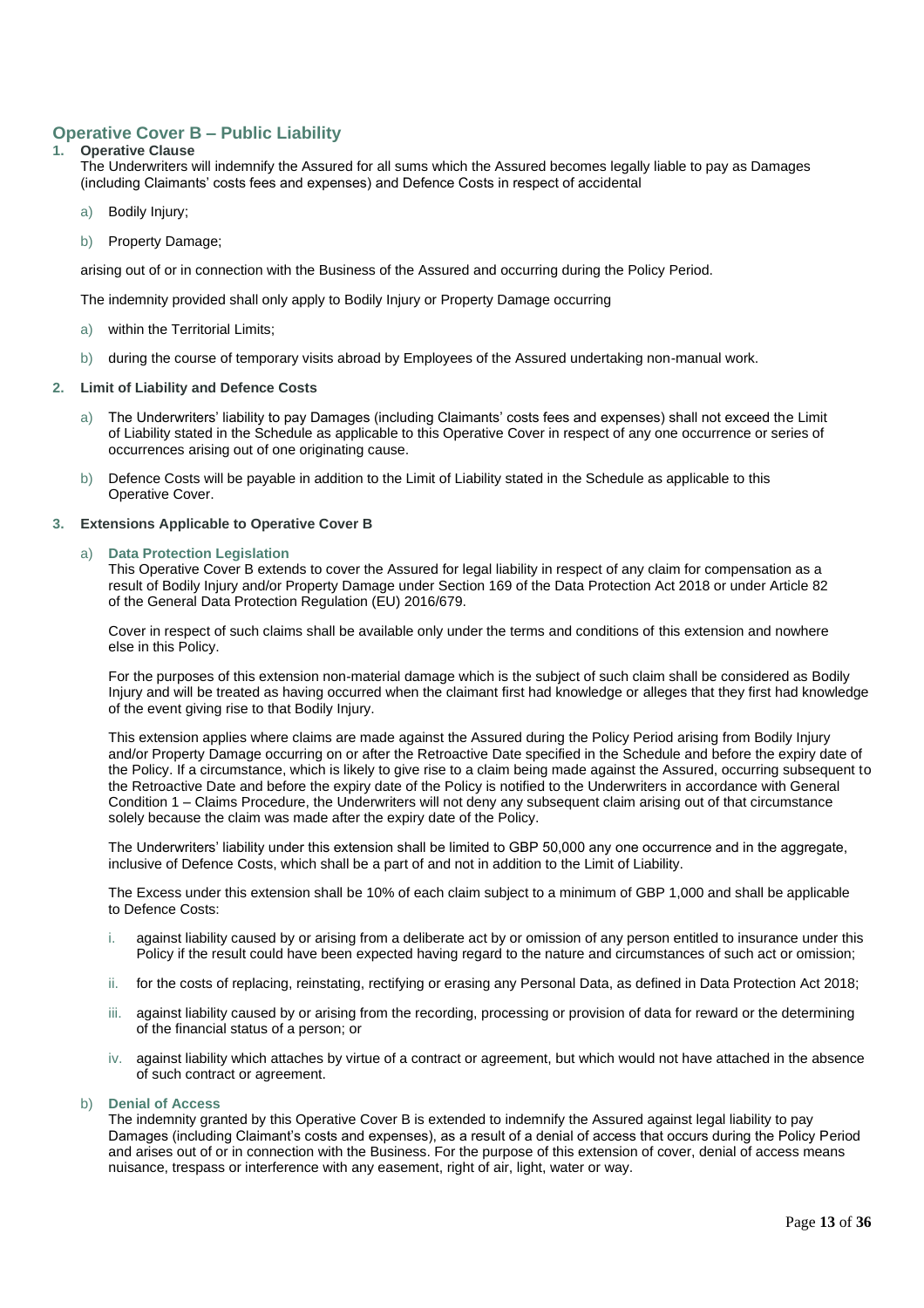## Operative Cover B – Public Liability

**1. Operative Clause**

The Underwriters will indemnify the Assured for all sums which the Assured becomes legally liable to pay as Damages (including Claimants' costs fees and expenses) and Defence Costs in respect of accidental

a) Bodily Injury;

b) Property Damage;

arising out of or in connection with the Business of the Assured and occurring during the Policy Period.

The indemnity provided shall only apply to Bodily Injury or Property Damage occurring

a) within the Territorial Limits;

b) during the course of temporary visits abroad by Employees of the Assured undertaking non-manual work.

**2. Limit of Liability and Defence Costs**

a) The Underwriters' liability to pay Damages (including Claimants' costs fees and expenses) shall not exceed the Limit of Liability stated in the Schedule as applicable to this Operative Cover in respect of any one occurrence or series of occurrences arising out of one originating cause.

b) Defence Costs will be payable in addition to the Limit of Liability stated in the Schedule as applicable to this Operative Cover.

**3. Extensions Applicable to Operative Cover B**

a) **Data Protection Legislation**

This Operative Cover B extends to cover the Assured for legal liability in respect of any claim for compensation as a result of Bodily Injury and/or Property Damage under Section 169 of the Data Protection Act 2018 or under Article 82 of the General Data Protection Regulation (EU) 2016/679.

Cover in respect of such claims shall be available only under the terms and conditions of this extension and nowhere else in this Policy.

For the purposes of this extension non-material damage which is the subject of such claim shall be considered as Bodily Injury and will be treated as having occurred when the claimant first had knowledge or alleges that they first had knowledge of the event giving rise to that Bodily Injury.

This extension applies where claims are made against the Assured during the Policy Period arising from Bodily Injury and/or Property Damage occurring on or after the Retroactive Date specified in the Schedule and before the expiry date of the Policy. If a circumstance, which is likely to give rise to a claim being made against the Assured, occurring subsequent to the Retroactive Date and before the expiry date of the Policy is notified to the Underwriters in accordance with General Condition 1 – Claims Procedure, the Underwriters will not deny any subsequent claim arising out of that circumstance solely because the claim was made after the expiry date of the Policy.

The Underwriters' liability under this extension shall be limited to GBP 50,000 any one occurrence and in the aggregate, inclusive of Defence Costs, which shall be a part of and not in addition to the Limit of Liability.

The Excess under this extension shall be 10% of each claim subject to a minimum of GBP 1,000 and shall be applicable to Defence Costs:

i. against liability caused by or arising from a deliberate act by or omission of any person entitled to insurance under this Policy if the result could have been expected having regard to the nature and circumstances of such act or omission;

ii. for the costs of replacing, reinstating, rectifying or erasing any Personal Data, as defined in Data Protection Act 2018;

iii. against liability caused by or arising from the recording, processing or provision of data for reward or the determining of the financial status of a person; or

iv. against liability which attaches by virtue of a contract or agreement, but which would not have attached in the absence of such contract or agreement.

b) **Denial of Access**

The indemnity granted by this Operative Cover B is extended to indemnify the Assured against legal liability to pay Damages (including Claimant's costs and expenses), as a result of a denial of access that occurs during the Policy Period and arises out of or in connection with the Business. For the purpose of this extension of cover, denial of access means nuisance, trespass or interference with any easement, right of air, light, water or way.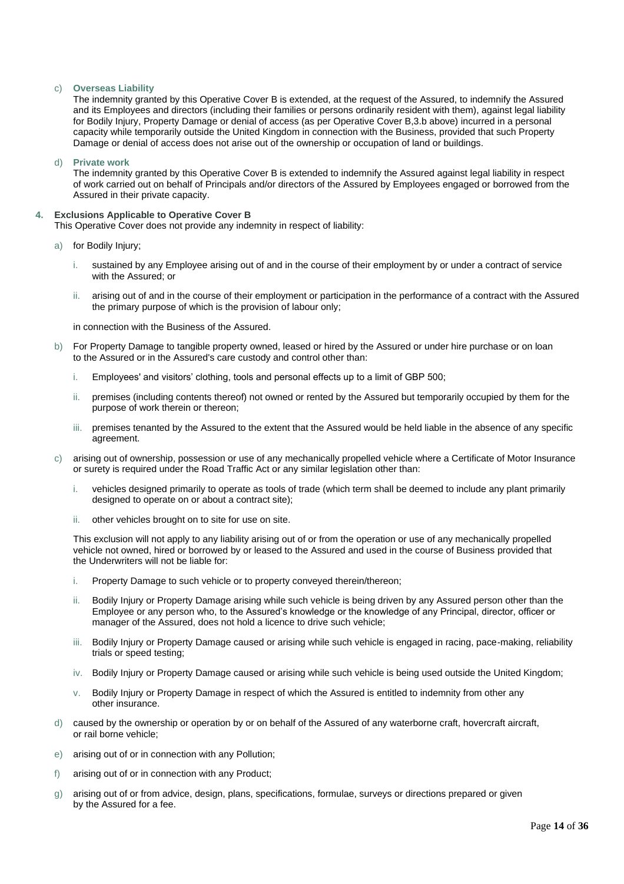c) **Overseas Liability**
   The indemnity granted by this Operative Cover B is extended, at the request of the Assured, to indemnify the Assured and its Employees and directors (including their families or persons ordinarily resident with them), against legal liability for Bodily Injury, Property Damage or denial of access (as per Operative Cover B,3.b above) incurred in a personal capacity while temporarily outside the United Kingdom in connection with the Business, provided that such Property Damage or denial of access does not arise out of the ownership or occupation of land or buildings.

d) **Private work**
   The indemnity granted by this Operative Cover B is extended to indemnify the Assured against legal liability in respect of work carried out on behalf of Principals and/or directors of the Assured by Employees engaged or borrowed from the Assured in their private capacity.

**4. Exclusions Applicable to Operative Cover B**
This Operative Cover does not provide any indemnity in respect of liability:

a) for Bodily Injury;

   i. sustained by any Employee arising out of and in the course of their employment by or under a contract of service with the Assured; or

   ii. arising out of and in the course of their employment or participation in the performance of a contract with the Assured the primary purpose of which is the provision of labour only;

   in connection with the Business of the Assured.

b) For Property Damage to tangible property owned, leased or hired by the Assured or under hire purchase or on loan to the Assured or in the Assured's care custody and control other than:

   i. Employees' and visitors' clothing, tools and personal effects up to a limit of GBP 500;

   ii. premises (including contents thereof) not owned or rented by the Assured but temporarily occupied by them for the purpose of work therein or thereon;

   iii. premises tenanted by the Assured to the extent that the Assured would be held liable in the absence of any specific agreement.

c) arising out of ownership, possession or use of any mechanically propelled vehicle where a Certificate of Motor Insurance or surety is required under the Road Traffic Act or any similar legislation other than:

   i. vehicles designed primarily to operate as tools of trade (which term shall be deemed to include any plant primarily designed to operate on or about a contract site);

   ii. other vehicles brought on to site for use on site.

   This exclusion will not apply to any liability arising out of or from the operation or use of any mechanically propelled vehicle not owned, hired or borrowed by or leased to the Assured and used in the course of Business provided that the Underwriters will not be liable for:

   i. Property Damage to such vehicle or to property conveyed therein/thereon;

   ii. Bodily Injury or Property Damage arising while such vehicle is being driven by any Assured person other than the Employee or any person who, to the Assured's knowledge or the knowledge of any Principal, director, officer or manager of the Assured, does not hold a licence to drive such vehicle;

   iii. Bodily Injury or Property Damage caused or arising while such vehicle is engaged in racing, pace-making, reliability trials or speed testing;

   iv. Bodily Injury or Property Damage caused or arising while such vehicle is being used outside the United Kingdom;

   v. Bodily Injury or Property Damage in respect of which the Assured is entitled to indemnity from other any other insurance.

d) caused by the ownership or operation by or on behalf of the Assured of any waterborne craft, hovercraft aircraft, or rail borne vehicle;

e) arising out of or in connection with any Pollution;

f) arising out of or in connection with any Product;

g) arising out of or from advice, design, plans, specifications, formulae, surveys or directions prepared or given by the Assured for a fee.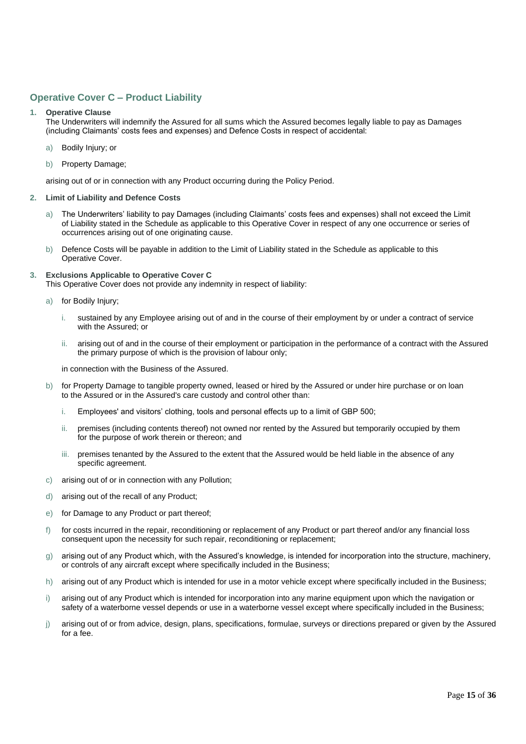## Operative Cover C – Product Liability

1. **Operative Clause**

   The Underwriters will indemnify the Assured for all sums which the Assured becomes legally liable to pay as Damages (including Claimants' costs fees and expenses) and Defence Costs in respect of accidental:

   a) Bodily Injury; or

   b) Property Damage;

   arising out of or in connection with any Product occurring during the Policy Period.

2. **Limit of Liability and Defence Costs**

   a) The Underwriters' liability to pay Damages (including Claimants' costs fees and expenses) shall not exceed the Limit of Liability stated in the Schedule as applicable to this Operative Cover in respect of any one occurrence or series of occurrences arising out of one originating cause.

   b) Defence Costs will be payable in addition to the Limit of Liability stated in the Schedule as applicable to this Operative Cover.

3. **Exclusions Applicable to Operative Cover C**

   This Operative Cover does not provide any indemnity in respect of liability:

   a) for Bodily Injury;

      i. sustained by any Employee arising out of and in the course of their employment by or under a contract of service with the Assured; or

      ii. arising out of and in the course of their employment or participation in the performance of a contract with the Assured the primary purpose of which is the provision of labour only;

      in connection with the Business of the Assured.

   b) for Property Damage to tangible property owned, leased or hired by the Assured or under hire purchase or on loan to the Assured or in the Assured's care custody and control other than:

      i. Employees' and visitors' clothing, tools and personal effects up to a limit of GBP 500;

      ii. premises (including contents thereof) not owned nor rented by the Assured but temporarily occupied by them for the purpose of work therein or thereon; and

      iii. premises tenanted by the Assured to the extent that the Assured would be held liable in the absence of any specific agreement.

   c) arising out of or in connection with any Pollution;

   d) arising out of the recall of any Product;

   e) for Damage to any Product or part thereof;

   f) for costs incurred in the repair, reconditioning or replacement of any Product or part thereof and/or any financial loss consequent upon the necessity for such repair, reconditioning or replacement;

   g) arising out of any Product which, with the Assured's knowledge, is intended for incorporation into the structure, machinery, or controls of any aircraft except where specifically included in the Business;

   h) arising out of any Product which is intended for use in a motor vehicle except where specifically included in the Business;

   i) arising out of any Product which is intended for incorporation into any marine equipment upon which the navigation or safety of a waterborne vessel depends or use in a waterborne vessel except where specifically included in the Business;

   j) arising out of or from advice, design, plans, specifications, formulae, surveys or directions prepared or given by the Assured for a fee.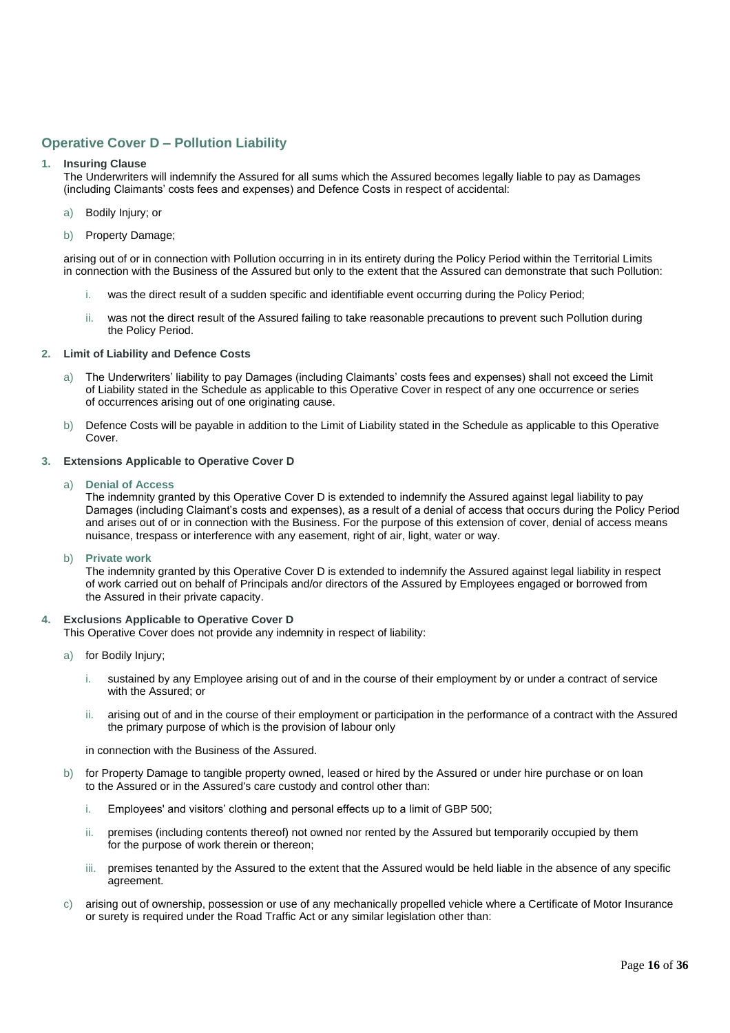## Operative Cover D – Pollution Liability

**1. Insuring Clause**

The Underwriters will indemnify the Assured for all sums which the Assured becomes legally liable to pay as Damages (including Claimants' costs fees and expenses) and Defence Costs in respect of accidental:

a) Bodily Injury; or

b) Property Damage;

arising out of or in connection with Pollution occurring in in its entirety during the Policy Period within the Territorial Limits in connection with the Business of the Assured but only to the extent that the Assured can demonstrate that such Pollution:

i. was the direct result of a sudden specific and identifiable event occurring during the Policy Period;

ii. was not the direct result of the Assured failing to take reasonable precautions to prevent such Pollution during the Policy Period.

**2. Limit of Liability and Defence Costs**

a) The Underwriters' liability to pay Damages (including Claimants' costs fees and expenses) shall not exceed the Limit of Liability stated in the Schedule as applicable to this Operative Cover in respect of any one occurrence or series of occurrences arising out of one originating cause.

b) Defence Costs will be payable in addition to the Limit of Liability stated in the Schedule as applicable to this Operative Cover.

**3. Extensions Applicable to Operative Cover D**

a) **Denial of Access**
The indemnity granted by this Operative Cover D is extended to indemnify the Assured against legal liability to pay Damages (including Claimant's costs and expenses), as a result of a denial of access that occurs during the Policy Period and arises out of or in connection with the Business. For the purpose of this extension of cover, denial of access means nuisance, trespass or interference with any easement, right of air, light, water or way.

b) **Private work**
The indemnity granted by this Operative Cover D is extended to indemnify the Assured against legal liability in respect of work carried out on behalf of Principals and/or directors of the Assured by Employees engaged or borrowed from the Assured in their private capacity.

**4. Exclusions Applicable to Operative Cover D**

This Operative Cover does not provide any indemnity in respect of liability:

a) for Bodily Injury;

i. sustained by any Employee arising out of and in the course of their employment by or under a contract of service with the Assured; or

ii. arising out of and in the course of their employment or participation in the performance of a contract with the Assured the primary purpose of which is the provision of labour only

in connection with the Business of the Assured.

b) for Property Damage to tangible property owned, leased or hired by the Assured or under hire purchase or on loan to the Assured or in the Assured's care custody and control other than:

i. Employees' and visitors' clothing and personal effects up to a limit of GBP 500;

ii. premises (including contents thereof) not owned nor rented by the Assured but temporarily occupied by them for the purpose of work therein or thereon;

iii. premises tenanted by the Assured to the extent that the Assured would be held liable in the absence of any specific agreement.

c) arising out of ownership, possession or use of any mechanically propelled vehicle where a Certificate of Motor Insurance or surety is required under the Road Traffic Act or any similar legislation other than: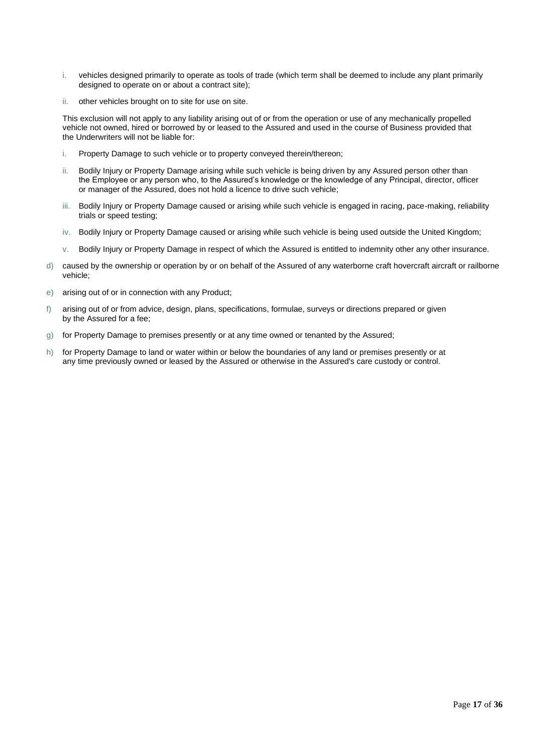i. vehicles designed primarily to operate as tools of trade (which term shall be deemed to include any plant primarily designed to operate on or about a contract site);

   ii. other vehicles brought on to site for use on site.

   This exclusion will not apply to any liability arising out of or from the operation or use of any mechanically propelled vehicle not owned, hired or borrowed by or leased to the Assured and used in the course of Business provided that the Underwriters will not be liable for:

   i. Property Damage to such vehicle or to property conveyed therein/thereon;

   ii. Bodily Injury or Property Damage arising while such vehicle is being driven by any Assured person other than the Employee or any person who, to the Assured's knowledge or the knowledge of any Principal, director, officer or manager of the Assured, does not hold a licence to drive such vehicle;

   iii. Bodily Injury or Property Damage caused or arising while such vehicle is engaged in racing, pace-making, reliability trials or speed testing;

   iv. Bodily Injury or Property Damage caused or arising while such vehicle is being used outside the United Kingdom;

   v. Bodily Injury or Property Damage in respect of which the Assured is entitled to indemnity other any other insurance.

d) caused by the ownership or operation by or on behalf of the Assured of any waterborne craft hovercraft aircraft or railborne vehicle;

e) arising out of or in connection with any Product;

f) arising out of or from advice, design, plans, specifications, formulae, surveys or directions prepared or given by the Assured for a fee;

g) for Property Damage to premises presently or at any time owned or tenanted by the Assured;

h) for Property Damage to land or water within or below the boundaries of any land or premises presently or at any time previously owned or leased by the Assured or otherwise in the Assured's care custody or control.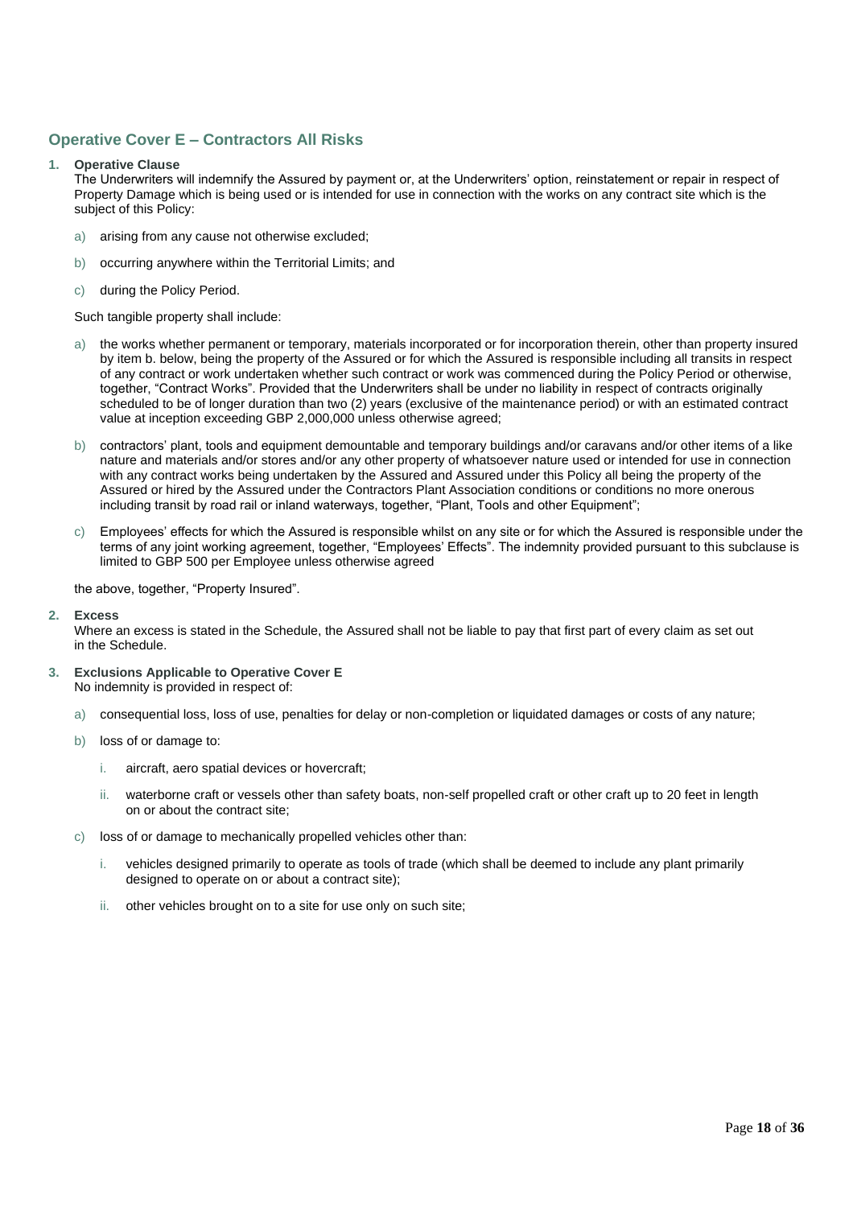## Operative Cover E – Contractors All Risks

1. **Operative Clause**

   The Underwriters will indemnify the Assured by payment or, at the Underwriters' option, reinstatement or repair in respect of Property Damage which is being used or is intended for use in connection with the works on any contract site which is the subject of this Policy:

   a) arising from any cause not otherwise excluded;

   b) occurring anywhere within the Territorial Limits; and

   c) during the Policy Period.

   Such tangible property shall include:

   a) the works whether permanent or temporary, materials incorporated or for incorporation therein, other than property insured by item b. below, being the property of the Assured or for which the Assured is responsible including all transits in respect of any contract or work undertaken whether such contract or work was commenced during the Policy Period or otherwise, together, "Contract Works". Provided that the Underwriters shall be under no liability in respect of contracts originally scheduled to be of longer duration than two (2) years (exclusive of the maintenance period) or with an estimated contract value at inception exceeding GBP 2,000,000 unless otherwise agreed;

   b) contractors' plant, tools and equipment demountable and temporary buildings and/or caravans and/or other items of a like nature and materials and/or stores and/or any other property of whatsoever nature used or intended for use in connection with any contract works being undertaken by the Assured and Assured under this Policy all being the property of the Assured or hired by the Assured under the Contractors Plant Association conditions or conditions no more onerous including transit by road rail or inland waterways, together, "Plant, Tools and other Equipment";

   c) Employees' effects for which the Assured is responsible whilst on any site or for which the Assured is responsible under the terms of any joint working agreement, together, "Employees' Effects". The indemnity provided pursuant to this subclause is limited to GBP 500 per Employee unless otherwise agreed

   the above, together, "Property Insured".

2. **Excess**

   Where an excess is stated in the Schedule, the Assured shall not be liable to pay that first part of every claim as set out in the Schedule.

3. **Exclusions Applicable to Operative Cover E**

   No indemnity is provided in respect of:

   a) consequential loss, loss of use, penalties for delay or non-completion or liquidated damages or costs of any nature;

   b) loss of or damage to:

      i. aircraft, aero spatial devices or hovercraft;

      ii. waterborne craft or vessels other than safety boats, non-self propelled craft or other craft up to 20 feet in length on or about the contract site;

   c) loss of or damage to mechanically propelled vehicles other than:

      i. vehicles designed primarily to operate as tools of trade (which shall be deemed to include any plant primarily designed to operate on or about a contract site);

      ii. other vehicles brought on to a site for use only on such site;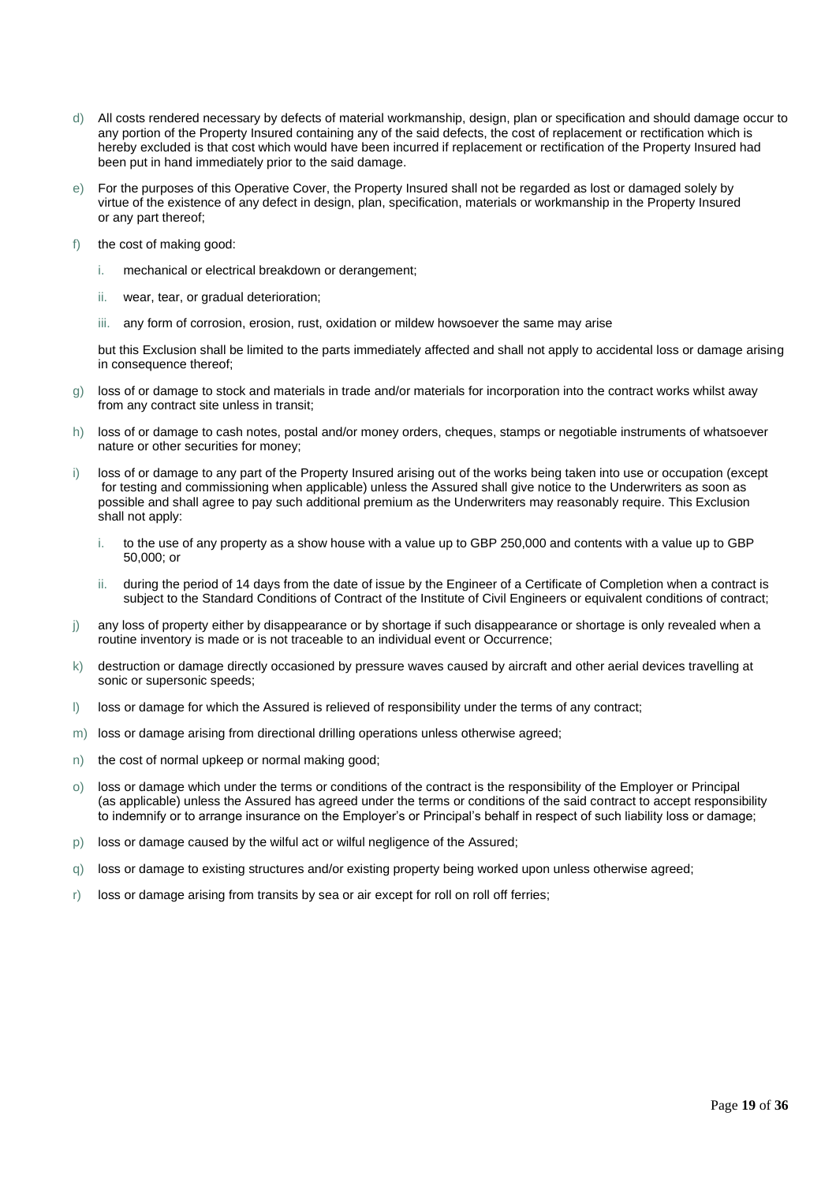d) All costs rendered necessary by defects of material workmanship, design, plan or specification and should damage occur to any portion of the Property Insured containing any of the said defects, the cost of replacement or rectification which is hereby excluded is that cost which would have been incurred if replacement or rectification of the Property Insured had been put in hand immediately prior to the said damage.

e) For the purposes of this Operative Cover, the Property Insured shall not be regarded as lost or damaged solely by virtue of the existence of any defect in design, plan, specification, materials or workmanship in the Property Insured or any part thereof;

f) the cost of making good:

   i. mechanical or electrical breakdown or derangement;

   ii. wear, tear, or gradual deterioration;

   iii. any form of corrosion, erosion, rust, oxidation or mildew howsoever the same may arise

   but this Exclusion shall be limited to the parts immediately affected and shall not apply to accidental loss or damage arising in consequence thereof;

g) loss of or damage to stock and materials in trade and/or materials for incorporation into the contract works whilst away from any contract site unless in transit;

h) loss of or damage to cash notes, postal and/or money orders, cheques, stamps or negotiable instruments of whatsoever nature or other securities for money;

i) loss of or damage to any part of the Property Insured arising out of the works being taken into use or occupation (except for testing and commissioning when applicable) unless the Assured shall give notice to the Underwriters as soon as possible and shall agree to pay such additional premium as the Underwriters may reasonably require. This Exclusion shall not apply:

   i. to the use of any property as a show house with a value up to GBP 250,000 and contents with a value up to GBP 50,000; or

   ii. during the period of 14 days from the date of issue by the Engineer of a Certificate of Completion when a contract is subject to the Standard Conditions of Contract of the Institute of Civil Engineers or equivalent conditions of contract;

j) any loss of property either by disappearance or by shortage if such disappearance or shortage is only revealed when a routine inventory is made or is not traceable to an individual event or Occurrence;

k) destruction or damage directly occasioned by pressure waves caused by aircraft and other aerial devices travelling at sonic or supersonic speeds;

l) loss or damage for which the Assured is relieved of responsibility under the terms of any contract;

m) loss or damage arising from directional drilling operations unless otherwise agreed;

n) the cost of normal upkeep or normal making good;

o) loss or damage which under the terms or conditions of the contract is the responsibility of the Employer or Principal (as applicable) unless the Assured has agreed under the terms or conditions of the said contract to accept responsibility to indemnify or to arrange insurance on the Employer's or Principal's behalf in respect of such liability loss or damage;

p) loss or damage caused by the wilful act or wilful negligence of the Assured;

q) loss or damage to existing structures and/or existing property being worked upon unless otherwise agreed;

r) loss or damage arising from transits by sea or air except for roll on roll off ferries;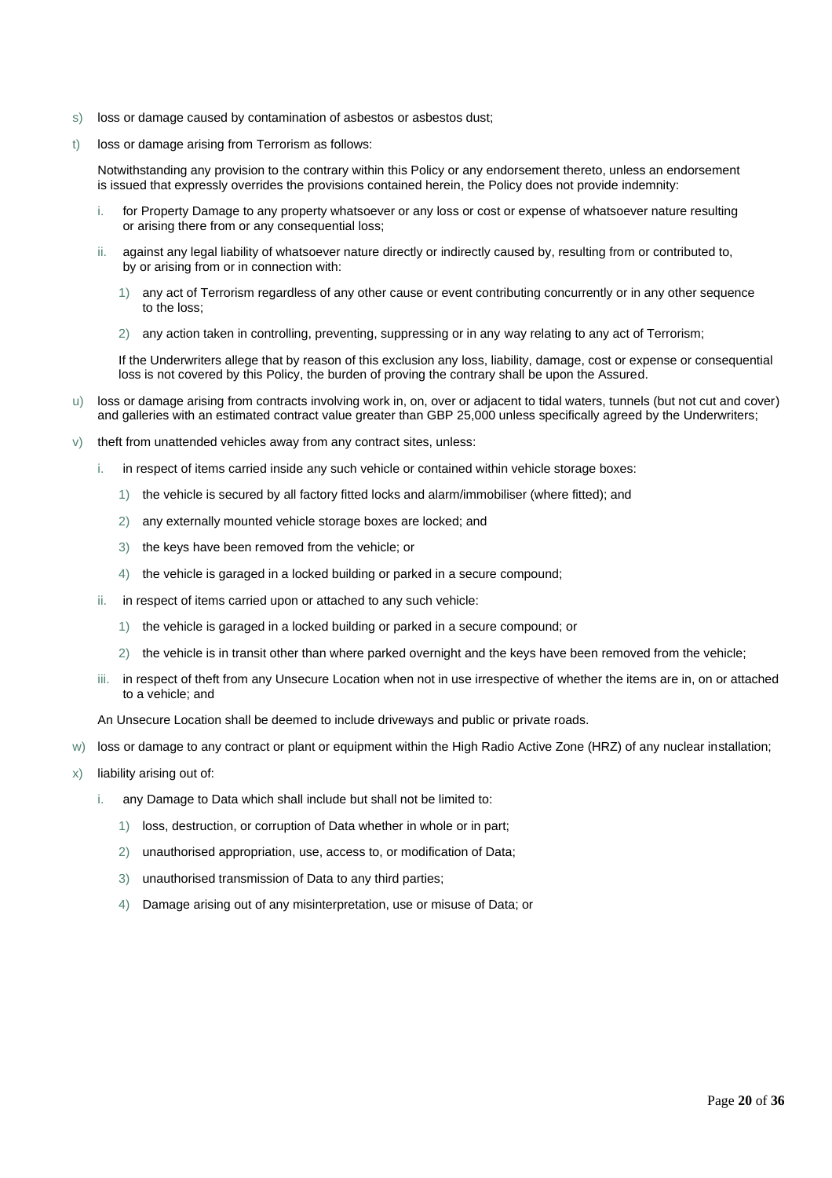s) loss or damage caused by contamination of asbestos or asbestos dust;

t) loss or damage arising from Terrorism as follows:

   Notwithstanding any provision to the contrary within this Policy or any endorsement thereto, unless an endorsement is issued that expressly overrides the provisions contained herein, the Policy does not provide indemnity:

   i. for Property Damage to any property whatsoever or any loss or cost or expense of whatsoever nature resulting or arising there from or any consequential loss;

   ii. against any legal liability of whatsoever nature directly or indirectly caused by, resulting from or contributed to, by or arising from or in connection with:

      1) any act of Terrorism regardless of any other cause or event contributing concurrently or in any other sequence to the loss;

      2) any action taken in controlling, preventing, suppressing or in any way relating to any act of Terrorism;

   If the Underwriters allege that by reason of this exclusion any loss, liability, damage, cost or expense or consequential loss is not covered by this Policy, the burden of proving the contrary shall be upon the Assured.

u) loss or damage arising from contracts involving work in, on, over or adjacent to tidal waters, tunnels (but not cut and cover) and galleries with an estimated contract value greater than GBP 25,000 unless specifically agreed by the Underwriters;

v) theft from unattended vehicles away from any contract sites, unless:

   i. in respect of items carried inside any such vehicle or contained within vehicle storage boxes:

      1) the vehicle is secured by all factory fitted locks and alarm/immobiliser (where fitted); and

      2) any externally mounted vehicle storage boxes are locked; and

      3) the keys have been removed from the vehicle; or

      4) the vehicle is garaged in a locked building or parked in a secure compound;

   ii. in respect of items carried upon or attached to any such vehicle:

      1) the vehicle is garaged in a locked building or parked in a secure compound; or

      2) the vehicle is in transit other than where parked overnight and the keys have been removed from the vehicle;

   iii. in respect of theft from any Unsecure Location when not in use irrespective of whether the items are in, on or attached to a vehicle; and

   An Unsecure Location shall be deemed to include driveways and public or private roads.

w) loss or damage to any contract or plant or equipment within the High Radio Active Zone (HRZ) of any nuclear installation;

x) liability arising out of:

   i. any Damage to Data which shall include but shall not be limited to:

      1) loss, destruction, or corruption of Data whether in whole or in part;

      2) unauthorised appropriation, use, access to, or modification of Data;

      3) unauthorised transmission of Data to any third parties;

      4) Damage arising out of any misinterpretation, use or misuse of Data; or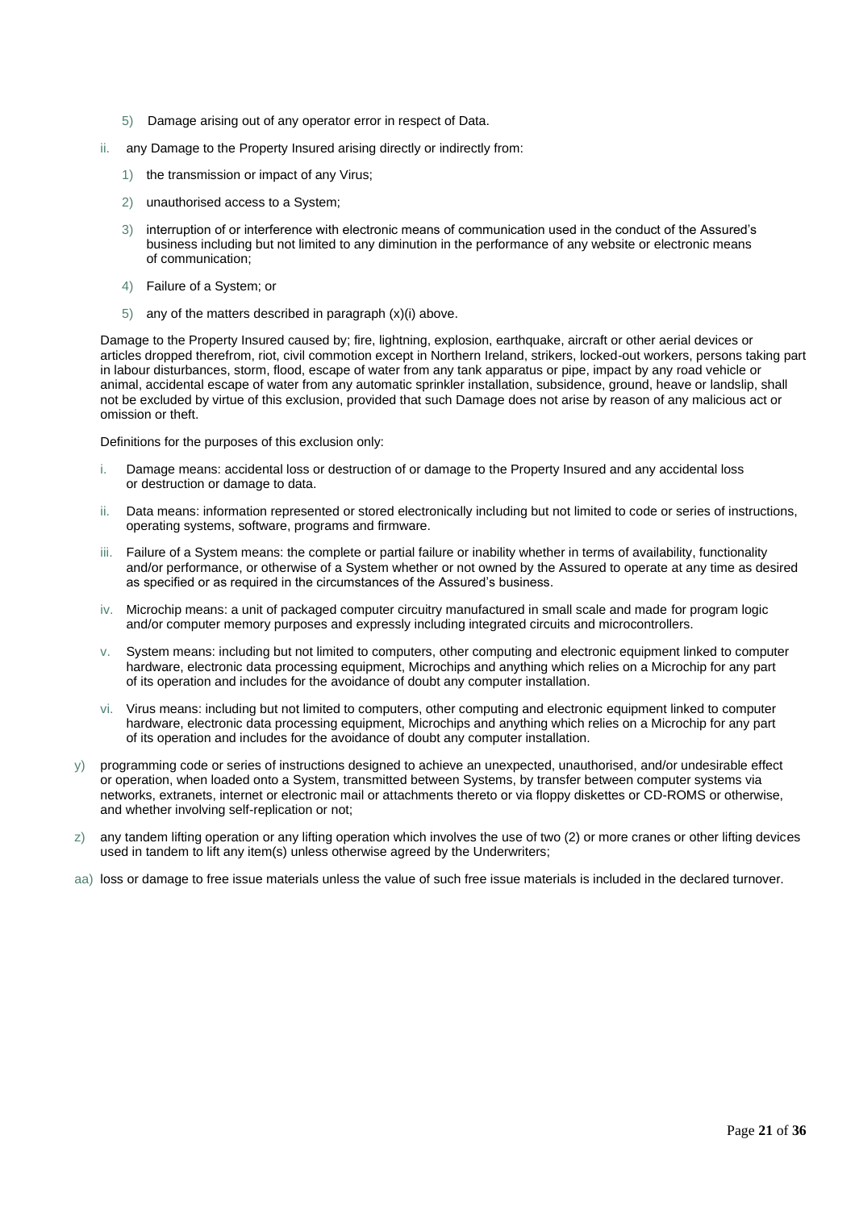5) Damage arising out of any operator error in respect of Data.

ii. any Damage to the Property Insured arising directly or indirectly from:

   1) the transmission or impact of any Virus;

   2) unauthorised access to a System;

   3) interruption of or interference with electronic means of communication used in the conduct of the Assured's business including but not limited to any diminution in the performance of any website or electronic means of communication;

   4) Failure of a System; or

   5) any of the matters described in paragraph (x)(i) above.

Damage to the Property Insured caused by; fire, lightning, explosion, earthquake, aircraft or other aerial devices or articles dropped therefrom, riot, civil commotion except in Northern Ireland, strikers, locked-out workers, persons taking part in labour disturbances, storm, flood, escape of water from any tank apparatus or pipe, impact by any road vehicle or animal, accidental escape of water from any automatic sprinkler installation, subsidence, ground, heave or landslip, shall not be excluded by virtue of this exclusion, provided that such Damage does not arise by reason of any malicious act or omission or theft.

Definitions for the purposes of this exclusion only:

i. Damage means: accidental loss or destruction of or damage to the Property Insured and any accidental loss or destruction or damage to data.

ii. Data means: information represented or stored electronically including but not limited to code or series of instructions, operating systems, software, programs and firmware.

iii. Failure of a System means: the complete or partial failure or inability whether in terms of availability, functionality and/or performance, or otherwise of a System whether or not owned by the Assured to operate at any time as desired as specified or as required in the circumstances of the Assured's business.

iv. Microchip means: a unit of packaged computer circuitry manufactured in small scale and made for program logic and/or computer memory purposes and expressly including integrated circuits and microcontrollers.

v. System means: including but not limited to computers, other computing and electronic equipment linked to computer hardware, electronic data processing equipment, Microchips and anything which relies on a Microchip for any part of its operation and includes for the avoidance of doubt any computer installation.

vi. Virus means: including but not limited to computers, other computing and electronic equipment linked to computer hardware, electronic data processing equipment, Microchips and anything which relies on a Microchip for any part of its operation and includes for the avoidance of doubt any computer installation.

y) programming code or series of instructions designed to achieve an unexpected, unauthorised, and/or undesirable effect or operation, when loaded onto a System, transmitted between Systems, by transfer between computer systems via networks, extranets, internet or electronic mail or attachments thereto or via floppy diskettes or CD-ROMS or otherwise, and whether involving self-replication or not;

z) any tandem lifting operation or any lifting operation which involves the use of two (2) or more cranes or other lifting devices used in tandem to lift any item(s) unless otherwise agreed by the Underwriters;

aa) loss or damage to free issue materials unless the value of such free issue materials is included in the declared turnover.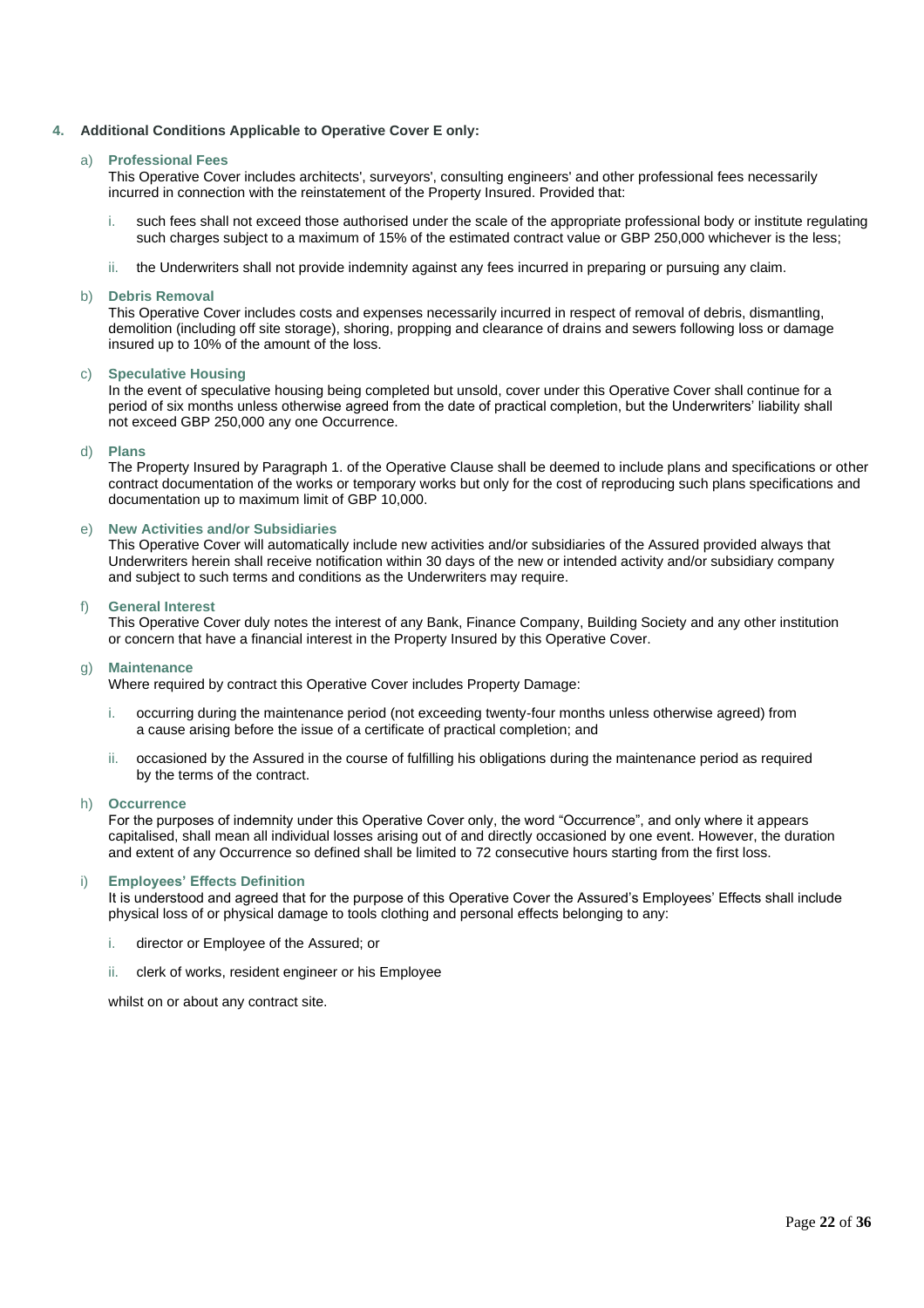**4. Additional Conditions Applicable to Operative Cover E only:**

a) **Professional Fees**

This Operative Cover includes architects', surveyors', consulting engineers' and other professional fees necessarily incurred in connection with the reinstatement of the Property Insured. Provided that:

i. such fees shall not exceed those authorised under the scale of the appropriate professional body or institute regulating such charges subject to a maximum of 15% of the estimated contract value or GBP 250,000 whichever is the less;

ii. the Underwriters shall not provide indemnity against any fees incurred in preparing or pursuing any claim.

b) **Debris Removal**

This Operative Cover includes costs and expenses necessarily incurred in respect of removal of debris, dismantling, demolition (including off site storage), shoring, propping and clearance of drains and sewers following loss or damage insured up to 10% of the amount of the loss.

c) **Speculative Housing**

In the event of speculative housing being completed but unsold, cover under this Operative Cover shall continue for a period of six months unless otherwise agreed from the date of practical completion, but the Underwriters' liability shall not exceed GBP 250,000 any one Occurrence.

d) **Plans**

The Property Insured by Paragraph 1. of the Operative Clause shall be deemed to include plans and specifications or other contract documentation of the works or temporary works but only for the cost of reproducing such plans specifications and documentation up to maximum limit of GBP 10,000.

e) **New Activities and/or Subsidiaries**

This Operative Cover will automatically include new activities and/or subsidiaries of the Assured provided always that Underwriters herein shall receive notification within 30 days of the new or intended activity and/or subsidiary company and subject to such terms and conditions as the Underwriters may require.

f) **General Interest**

This Operative Cover duly notes the interest of any Bank, Finance Company, Building Society and any other institution or concern that have a financial interest in the Property Insured by this Operative Cover.

g) **Maintenance**

Where required by contract this Operative Cover includes Property Damage:

i. occurring during the maintenance period (not exceeding twenty-four months unless otherwise agreed) from a cause arising before the issue of a certificate of practical completion; and

ii. occasioned by the Assured in the course of fulfilling his obligations during the maintenance period as required by the terms of the contract.

h) **Occurrence**

For the purposes of indemnity under this Operative Cover only, the word "Occurrence", and only where it appears capitalised, shall mean all individual losses arising out of and directly occasioned by one event. However, the duration and extent of any Occurrence so defined shall be limited to 72 consecutive hours starting from the first loss.

i) **Employees' Effects Definition**

It is understood and agreed that for the purpose of this Operative Cover the Assured's Employees' Effects shall include physical loss of or physical damage to tools clothing and personal effects belonging to any:

i. director or Employee of the Assured; or

ii. clerk of works, resident engineer or his Employee

whilst on or about any contract site.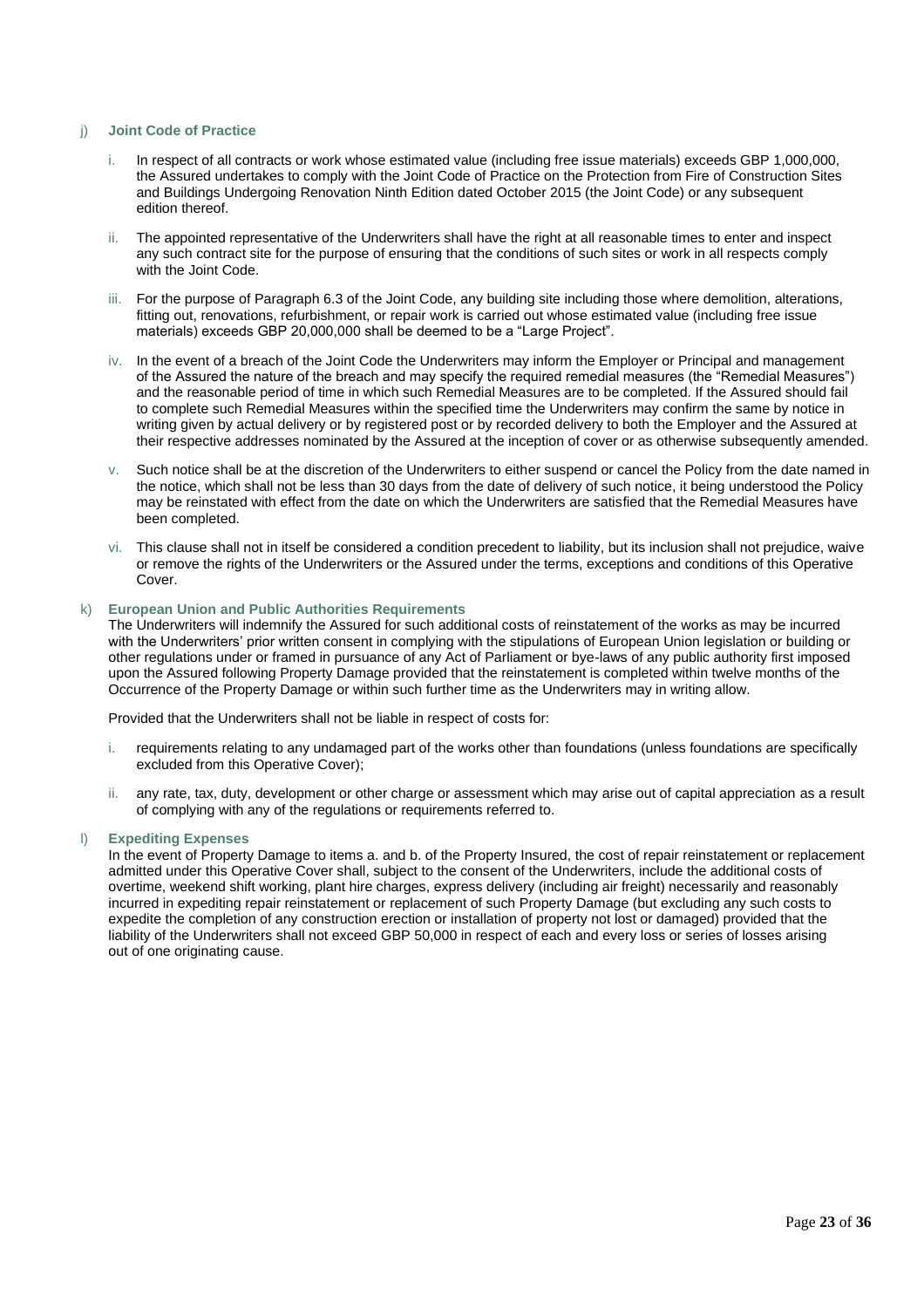j) **Joint Code of Practice**

   i. In respect of all contracts or work whose estimated value (including free issue materials) exceeds GBP 1,000,000, the Assured undertakes to comply with the Joint Code of Practice on the Protection from Fire of Construction Sites and Buildings Undergoing Renovation Ninth Edition dated October 2015 (the Joint Code) or any subsequent edition thereof.

   ii. The appointed representative of the Underwriters shall have the right at all reasonable times to enter and inspect any such contract site for the purpose of ensuring that the conditions of such sites or work in all respects comply with the Joint Code.

   iii. For the purpose of Paragraph 6.3 of the Joint Code, any building site including those where demolition, alterations, fitting out, renovations, refurbishment, or repair work is carried out whose estimated value (including free issue materials) exceeds GBP 20,000,000 shall be deemed to be a "Large Project".

   iv. In the event of a breach of the Joint Code the Underwriters may inform the Employer or Principal and management of the Assured the nature of the breach and may specify the required remedial measures (the "Remedial Measures") and the reasonable period of time in which such Remedial Measures are to be completed. If the Assured should fail to complete such Remedial Measures within the specified time the Underwriters may confirm the same by notice in writing given by actual delivery or by registered post or by recorded delivery to both the Employer and the Assured at their respective addresses nominated by the Assured at the inception of cover or as otherwise subsequently amended.

   v. Such notice shall be at the discretion of the Underwriters to either suspend or cancel the Policy from the date named in the notice, which shall not be less than 30 days from the date of delivery of such notice, it being understood the Policy may be reinstated with effect from the date on which the Underwriters are satisfied that the Remedial Measures have been completed.

   vi. This clause shall not in itself be considered a condition precedent to liability, but its inclusion shall not prejudice, waive or remove the rights of the Underwriters or the Assured under the terms, exceptions and conditions of this Operative Cover.

k) **European Union and Public Authorities Requirements**
   The Underwriters will indemnify the Assured for such additional costs of reinstatement of the works as may be incurred with the Underwriters' prior written consent in complying with the stipulations of European Union legislation or building or other regulations under or framed in pursuance of any Act of Parliament or bye-laws of any public authority first imposed upon the Assured following Property Damage provided that the reinstatement is completed within twelve months of the Occurrence of the Property Damage or within such further time as the Underwriters may in writing allow.

   Provided that the Underwriters shall not be liable in respect of costs for:

   i. requirements relating to any undamaged part of the works other than foundations (unless foundations are specifically excluded from this Operative Cover);

   ii. any rate, tax, duty, development or other charge or assessment which may arise out of capital appreciation as a result of complying with any of the regulations or requirements referred to.

l) **Expediting Expenses**
   In the event of Property Damage to items a. and b. of the Property Insured, the cost of repair reinstatement or replacement admitted under this Operative Cover shall, subject to the consent of the Underwriters, include the additional costs of overtime, weekend shift working, plant hire charges, express delivery (including air freight) necessarily and reasonably incurred in expediting repair reinstatement or replacement of such Property Damage (but excluding any such costs to expedite the completion of any construction erection or installation of property not lost or damaged) provided that the liability of the Underwriters shall not exceed GBP 50,000 in respect of each and every loss or series of losses arising out of one originating cause.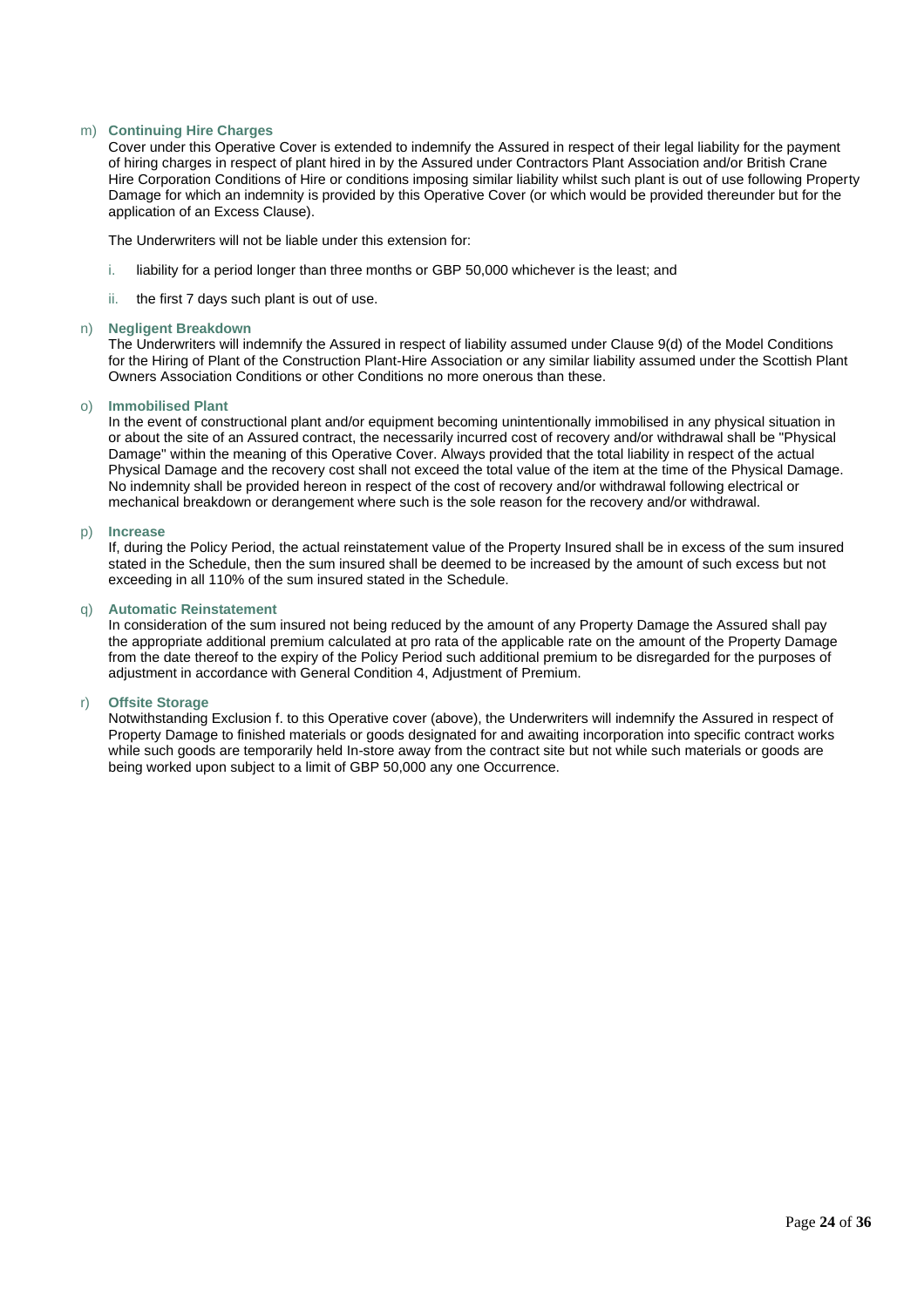m) **Continuing Hire Charges**
Cover under this Operative Cover is extended to indemnify the Assured in respect of their legal liability for the payment of hiring charges in respect of plant hired in by the Assured under Contractors Plant Association and/or British Crane Hire Corporation Conditions of Hire or conditions imposing similar liability whilst such plant is out of use following Property Damage for which an indemnity is provided by this Operative Cover (or which would be provided thereunder but for the application of an Excess Clause).

The Underwriters will not be liable under this extension for:

i. liability for a period longer than three months or GBP 50,000 whichever is the least; and

ii. the first 7 days such plant is out of use.

n) **Negligent Breakdown**
The Underwriters will indemnify the Assured in respect of liability assumed under Clause 9(d) of the Model Conditions for the Hiring of Plant of the Construction Plant-Hire Association or any similar liability assumed under the Scottish Plant Owners Association Conditions or other Conditions no more onerous than these.

o) **Immobilised Plant**
In the event of constructional plant and/or equipment becoming unintentionally immobilised in any physical situation in or about the site of an Assured contract, the necessarily incurred cost of recovery and/or withdrawal shall be "Physical Damage" within the meaning of this Operative Cover. Always provided that the total liability in respect of the actual Physical Damage and the recovery cost shall not exceed the total value of the item at the time of the Physical Damage. No indemnity shall be provided hereon in respect of the cost of recovery and/or withdrawal following electrical or mechanical breakdown or derangement where such is the sole reason for the recovery and/or withdrawal.

p) **Increase**
If, during the Policy Period, the actual reinstatement value of the Property Insured shall be in excess of the sum insured stated in the Schedule, then the sum insured shall be deemed to be increased by the amount of such excess but not exceeding in all 110% of the sum insured stated in the Schedule.

q) **Automatic Reinstatement**
In consideration of the sum insured not being reduced by the amount of any Property Damage the Assured shall pay the appropriate additional premium calculated at pro rata of the applicable rate on the amount of the Property Damage from the date thereof to the expiry of the Policy Period such additional premium to be disregarded for the purposes of adjustment in accordance with General Condition 4, Adjustment of Premium.

r) **Offsite Storage**
Notwithstanding Exclusion f. to this Operative cover (above), the Underwriters will indemnify the Assured in respect of Property Damage to finished materials or goods designated for and awaiting incorporation into specific contract works while such goods are temporarily held In-store away from the contract site but not while such materials or goods are being worked upon subject to a limit of GBP 50,000 any one Occurrence.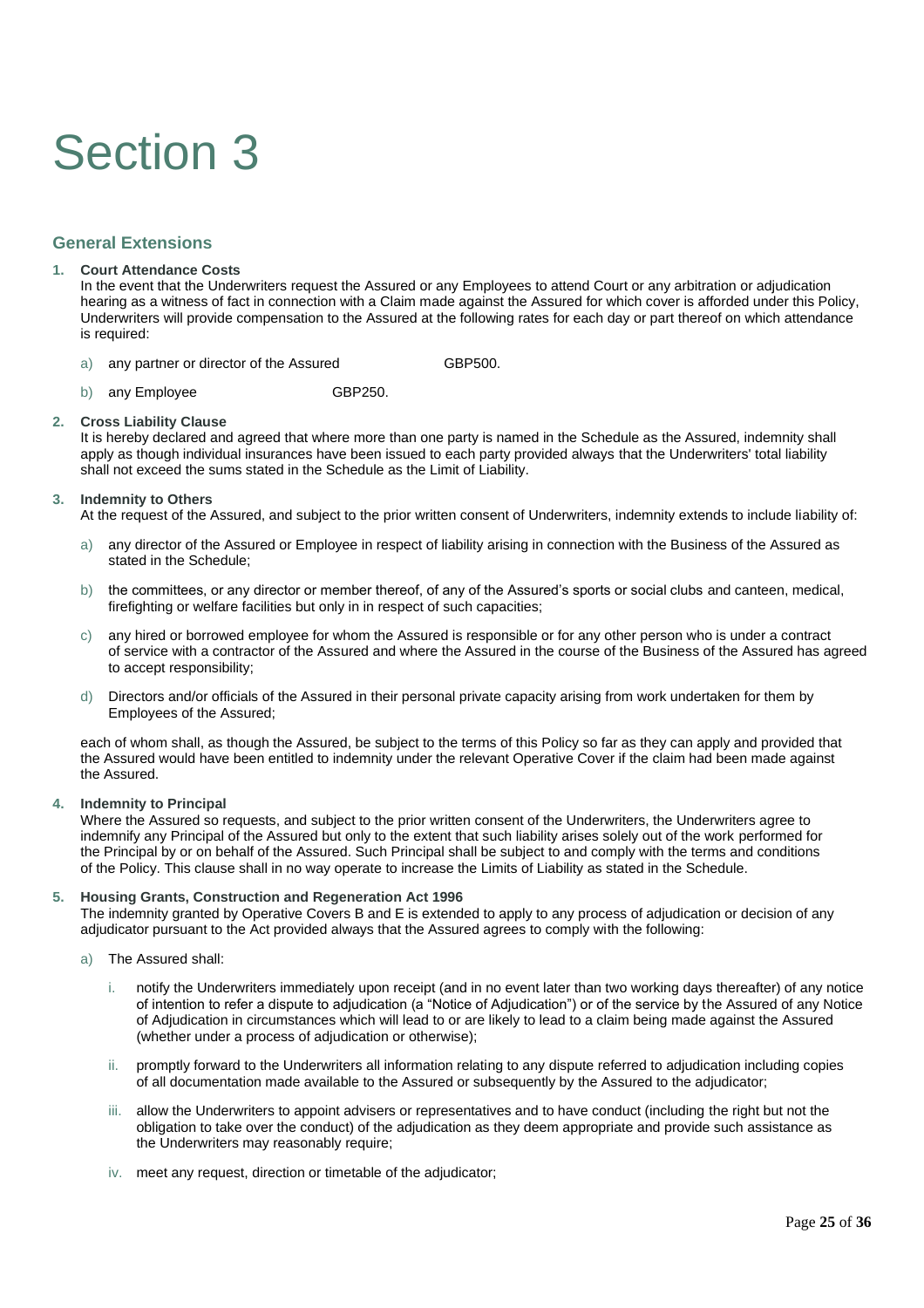# Section 3

## General Extensions

1. **Court Attendance Costs**
   In the event that the Underwriters request the Assured or any Employees to attend Court or any arbitration or adjudication hearing as a witness of fact in connection with a Claim made against the Assured for which cover is afforded under this Policy, Underwriters will provide compensation to the Assured at the following rates for each day or part thereof on which attendance is required:

   a) any partner or director of the Assured GBP500.

   b) any Employee GBP250.

2. **Cross Liability Clause**
   It is hereby declared and agreed that where more than one party is named in the Schedule as the Assured, indemnity shall apply as though individual insurances have been issued to each party provided always that the Underwriters' total liability shall not exceed the sums stated in the Schedule as the Limit of Liability.

3. **Indemnity to Others**
   At the request of the Assured, and subject to the prior written consent of Underwriters, indemnity extends to include liability of:

   a) any director of the Assured or Employee in respect of liability arising in connection with the Business of the Assured as stated in the Schedule;

   b) the committees, or any director or member thereof, of any of the Assured's sports or social clubs and canteen, medical, firefighting or welfare facilities but only in in respect of such capacities;

   c) any hired or borrowed employee for whom the Assured is responsible or for any other person who is under a contract of service with a contractor of the Assured and where the Assured in the course of the Business of the Assured has agreed to accept responsibility;

   d) Directors and/or officials of the Assured in their personal private capacity arising from work undertaken for them by Employees of the Assured;

   each of whom shall, as though the Assured, be subject to the terms of this Policy so far as they can apply and provided that the Assured would have been entitled to indemnity under the relevant Operative Cover if the claim had been made against the Assured.

4. **Indemnity to Principal**
   Where the Assured so requests, and subject to the prior written consent of the Underwriters, the Underwriters agree to indemnify any Principal of the Assured but only to the extent that such liability arises solely out of the work performed for the Principal by or on behalf of the Assured. Such Principal shall be subject to and comply with the terms and conditions of the Policy. This clause shall in no way operate to increase the Limits of Liability as stated in the Schedule.

5. **Housing Grants, Construction and Regeneration Act 1996**
   The indemnity granted by Operative Covers B and E is extended to apply to any process of adjudication or decision of any adjudicator pursuant to the Act provided always that the Assured agrees to comply with the following:

   a) The Assured shall:

      i. notify the Underwriters immediately upon receipt (and in no event later than two working days thereafter) of any notice of intention to refer a dispute to adjudication (a "Notice of Adjudication") or of the service by the Assured of any Notice of Adjudication in circumstances which will lead to or are likely to lead to a claim being made against the Assured (whether under a process of adjudication or otherwise);

      ii. promptly forward to the Underwriters all information relating to any dispute referred to adjudication including copies of all documentation made available to the Assured or subsequently by the Assured to the adjudicator;

      iii. allow the Underwriters to appoint advisers or representatives and to have conduct (including the right but not the obligation to take over the conduct) of the adjudication as they deem appropriate and provide such assistance as the Underwriters may reasonably require;

      iv. meet any request, direction or timetable of the adjudicator;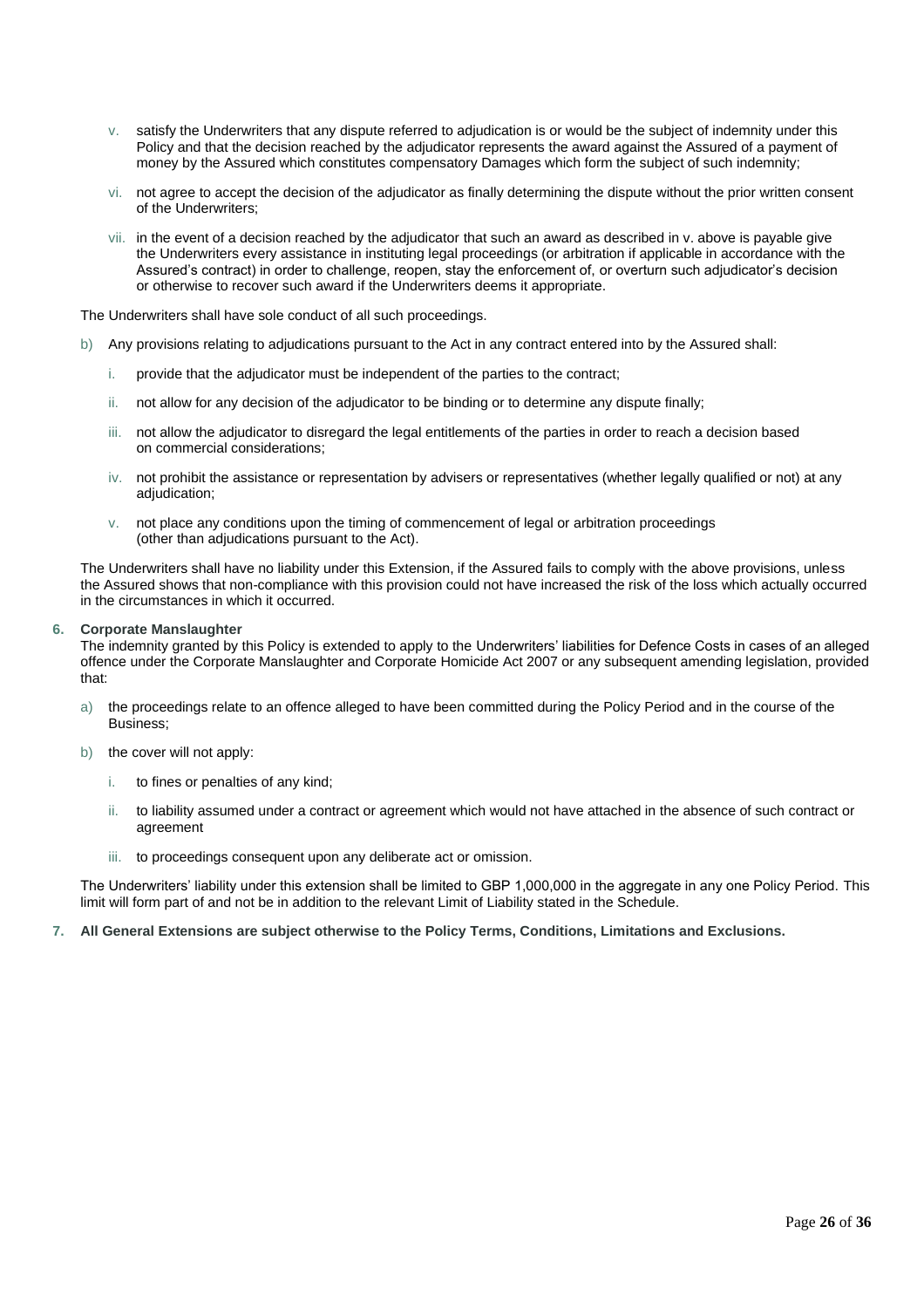v. satisfy the Underwriters that any dispute referred to adjudication is or would be the subject of indemnity under this Policy and that the decision reached by the adjudicator represents the award against the Assured of a payment of money by the Assured which constitutes compensatory Damages which form the subject of such indemnity;

vi. not agree to accept the decision of the adjudicator as finally determining the dispute without the prior written consent of the Underwriters;

vii. in the event of a decision reached by the adjudicator that such an award as described in v. above is payable give the Underwriters every assistance in instituting legal proceedings (or arbitration if applicable in accordance with the Assured's contract) in order to challenge, reopen, stay the enforcement of, or overturn such adjudicator's decision or otherwise to recover such award if the Underwriters deems it appropriate.

The Underwriters shall have sole conduct of all such proceedings.

b) Any provisions relating to adjudications pursuant to the Act in any contract entered into by the Assured shall:

   i. provide that the adjudicator must be independent of the parties to the contract;

   ii. not allow for any decision of the adjudicator to be binding or to determine any dispute finally;

   iii. not allow the adjudicator to disregard the legal entitlements of the parties in order to reach a decision based on commercial considerations;

   iv. not prohibit the assistance or representation by advisers or representatives (whether legally qualified or not) at any adjudication;

   v. not place any conditions upon the timing of commencement of legal or arbitration proceedings (other than adjudications pursuant to the Act).

The Underwriters shall have no liability under this Extension, if the Assured fails to comply with the above provisions, unless the Assured shows that non-compliance with this provision could not have increased the risk of the loss which actually occurred in the circumstances in which it occurred.

**6. Corporate Manslaughter**

The indemnity granted by this Policy is extended to apply to the Underwriters' liabilities for Defence Costs in cases of an alleged offence under the Corporate Manslaughter and Corporate Homicide Act 2007 or any subsequent amending legislation, provided that:

a) the proceedings relate to an offence alleged to have been committed during the Policy Period and in the course of the Business;

b) the cover will not apply:

   i. to fines or penalties of any kind;

   ii. to liability assumed under a contract or agreement which would not have attached in the absence of such contract or agreement

   iii. to proceedings consequent upon any deliberate act or omission.

The Underwriters' liability under this extension shall be limited to GBP 1,000,000 in the aggregate in any one Policy Period. This limit will form part of and not be in addition to the relevant Limit of Liability stated in the Schedule.

**7. All General Extensions are subject otherwise to the Policy Terms, Conditions, Limitations and Exclusions.**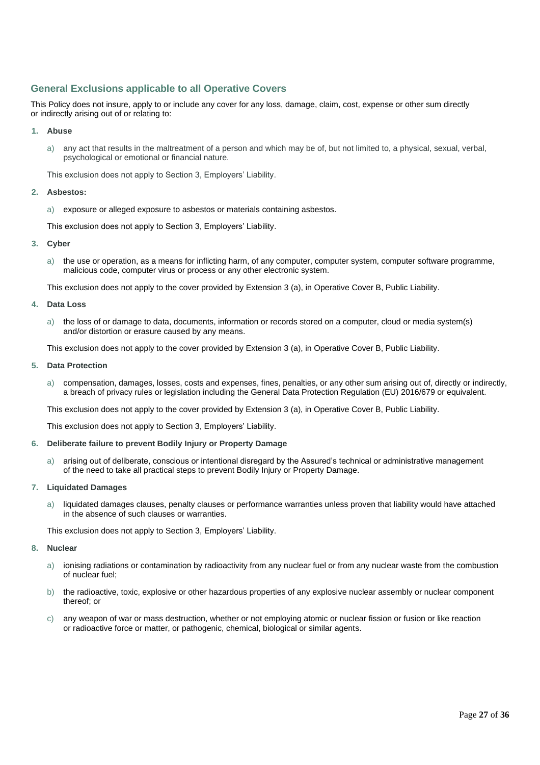## General Exclusions applicable to all Operative Covers

This Policy does not insure, apply to or include any cover for any loss, damage, claim, cost, expense or other sum directly or indirectly arising out of or relating to:

1. **Abuse**

   a) any act that results in the maltreatment of a person and which may be of, but not limited to, a physical, sexual, verbal, psychological or emotional or financial nature.

   This exclusion does not apply to Section 3, Employers' Liability.

2. **Asbestos:**

   a) exposure or alleged exposure to asbestos or materials containing asbestos.

   This exclusion does not apply to Section 3, Employers' Liability.

3. **Cyber**

   a) the use or operation, as a means for inflicting harm, of any computer, computer system, computer software programme, malicious code, computer virus or process or any other electronic system.

   This exclusion does not apply to the cover provided by Extension 3 (a), in Operative Cover B, Public Liability.

4. **Data Loss**

   a) the loss of or damage to data, documents, information or records stored on a computer, cloud or media system(s) and/or distortion or erasure caused by any means.

   This exclusion does not apply to the cover provided by Extension 3 (a), in Operative Cover B, Public Liability.

5. **Data Protection**

   a) compensation, damages, losses, costs and expenses, fines, penalties, or any other sum arising out of, directly or indirectly, a breach of privacy rules or legislation including the General Data Protection Regulation (EU) 2016/679 or equivalent.

   This exclusion does not apply to the cover provided by Extension 3 (a), in Operative Cover B, Public Liability.

   This exclusion does not apply to Section 3, Employers' Liability.

6. **Deliberate failure to prevent Bodily Injury or Property Damage**

   a) arising out of deliberate, conscious or intentional disregard by the Assured's technical or administrative management of the need to take all practical steps to prevent Bodily Injury or Property Damage.

7. **Liquidated Damages**

   a) liquidated damages clauses, penalty clauses or performance warranties unless proven that liability would have attached in the absence of such clauses or warranties.

   This exclusion does not apply to Section 3, Employers' Liability.

8. **Nuclear**

   a) ionising radiations or contamination by radioactivity from any nuclear fuel or from any nuclear waste from the combustion of nuclear fuel;

   b) the radioactive, toxic, explosive or other hazardous properties of any explosive nuclear assembly or nuclear component thereof; or

   c) any weapon of war or mass destruction, whether or not employing atomic or nuclear fission or fusion or like reaction or radioactive force or matter, or pathogenic, chemical, biological or similar agents.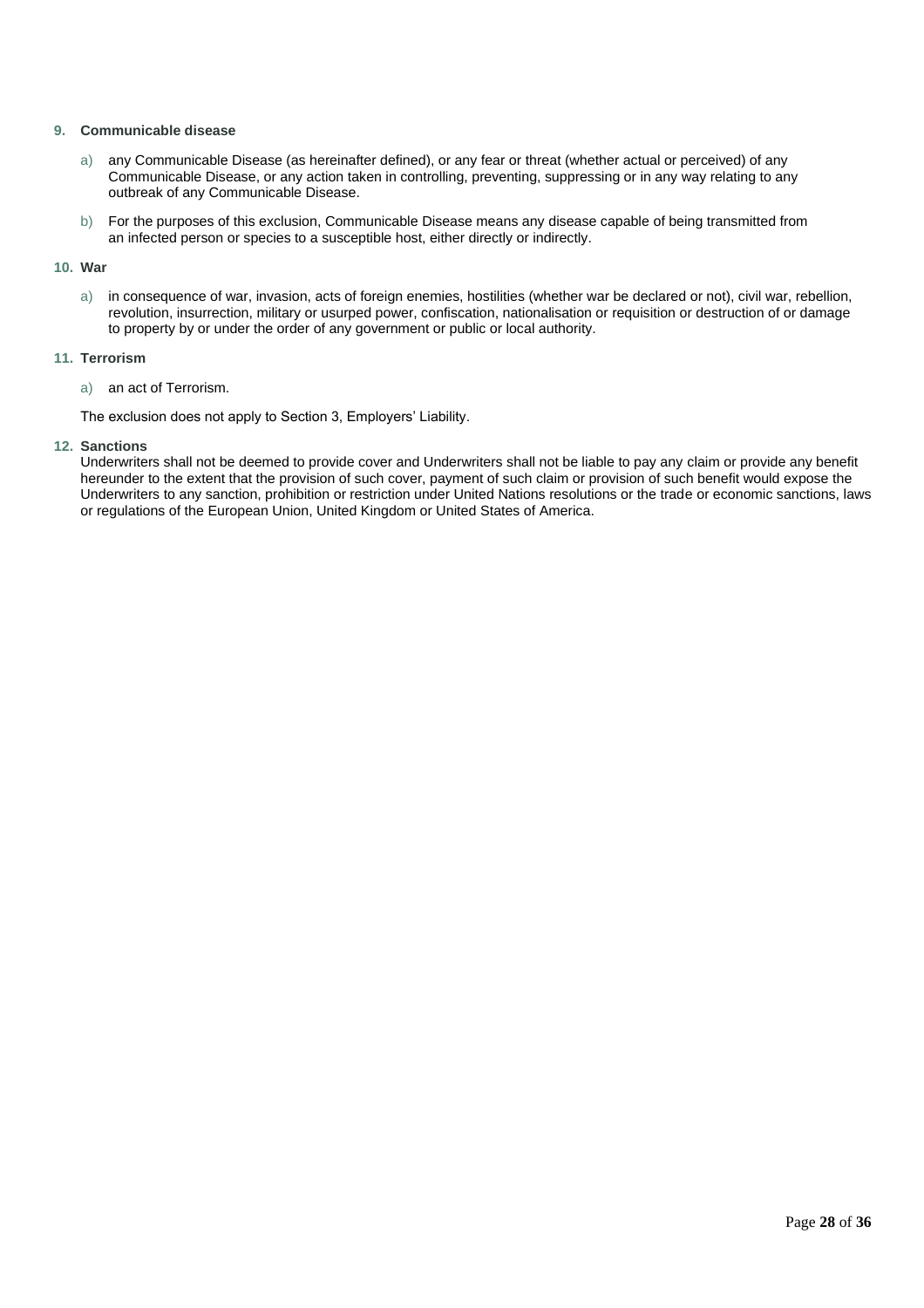**9. Communicable disease**

a) any Communicable Disease (as hereinafter defined), or any fear or threat (whether actual or perceived) of any Communicable Disease, or any action taken in controlling, preventing, suppressing or in any way relating to any outbreak of any Communicable Disease.

b) For the purposes of this exclusion, Communicable Disease means any disease capable of being transmitted from an infected person or species to a susceptible host, either directly or indirectly.

**10. War**

a) in consequence of war, invasion, acts of foreign enemies, hostilities (whether war be declared or not), civil war, rebellion, revolution, insurrection, military or usurped power, confiscation, nationalisation or requisition or destruction of or damage to property by or under the order of any government or public or local authority.

**11. Terrorism**

a) an act of Terrorism.

The exclusion does not apply to Section 3, Employers' Liability.

**12. Sanctions**

Underwriters shall not be deemed to provide cover and Underwriters shall not be liable to pay any claim or provide any benefit hereunder to the extent that the provision of such cover, payment of such claim or provision of such benefit would expose the Underwriters to any sanction, prohibition or restriction under United Nations resolutions or the trade or economic sanctions, laws or regulations of the European Union, United Kingdom or United States of America.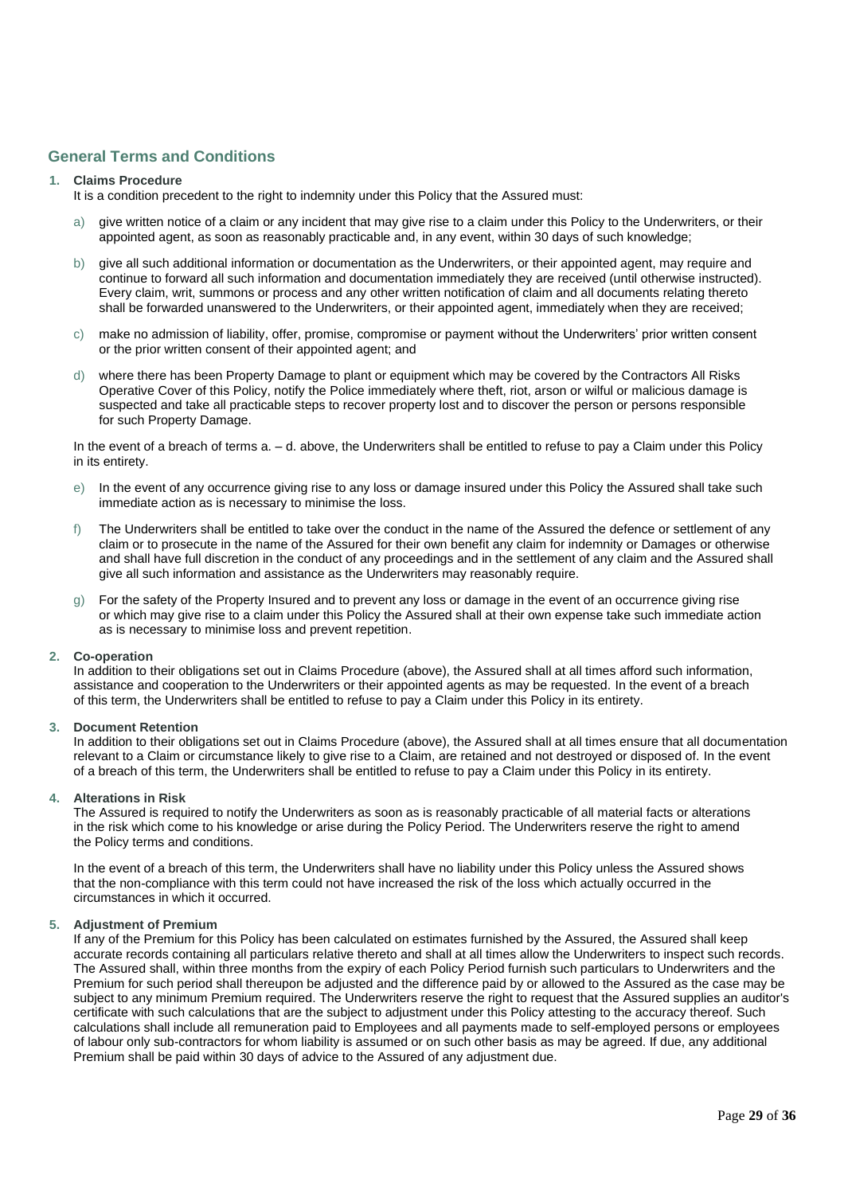## General Terms and Conditions

1. **Claims Procedure**

   It is a condition precedent to the right to indemnity under this Policy that the Assured must:

   a) give written notice of a claim or any incident that may give rise to a claim under this Policy to the Underwriters, or their appointed agent, as soon as reasonably practicable and, in any event, within 30 days of such knowledge;

   b) give all such additional information or documentation as the Underwriters, or their appointed agent, may require and continue to forward all such information and documentation immediately they are received (until otherwise instructed). Every claim, writ, summons or process and any other written notification of claim and all documents relating thereto shall be forwarded unanswered to the Underwriters, or their appointed agent, immediately when they are received;

   c) make no admission of liability, offer, promise, compromise or payment without the Underwriters' prior written consent or the prior written consent of their appointed agent; and

   d) where there has been Property Damage to plant or equipment which may be covered by the Contractors All Risks Operative Cover of this Policy, notify the Police immediately where theft, riot, arson or wilful or malicious damage is suspected and take all practicable steps to recover property lost and to discover the person or persons responsible for such Property Damage.

   In the event of a breach of terms a. – d. above, the Underwriters shall be entitled to refuse to pay a Claim under this Policy in its entirety.

   e) In the event of any occurrence giving rise to any loss or damage insured under this Policy the Assured shall take such immediate action as is necessary to minimise the loss.

   f) The Underwriters shall be entitled to take over the conduct in the name of the Assured the defence or settlement of any claim or to prosecute in the name of the Assured for their own benefit any claim for indemnity or Damages or otherwise and shall have full discretion in the conduct of any proceedings and in the settlement of any claim and the Assured shall give all such information and assistance as the Underwriters may reasonably require.

   g) For the safety of the Property Insured and to prevent any loss or damage in the event of an occurrence giving rise or which may give rise to a claim under this Policy the Assured shall at their own expense take such immediate action as is necessary to minimise loss and prevent repetition.

2. **Co-operation**

   In addition to their obligations set out in Claims Procedure (above), the Assured shall at all times afford such information, assistance and cooperation to the Underwriters or their appointed agents as may be requested. In the event of a breach of this term, the Underwriters shall be entitled to refuse to pay a Claim under this Policy in its entirety.

3. **Document Retention**

   In addition to their obligations set out in Claims Procedure (above), the Assured shall at all times ensure that all documentation relevant to a Claim or circumstance likely to give rise to a Claim, are retained and not destroyed or disposed of. In the event of a breach of this term, the Underwriters shall be entitled to refuse to pay a Claim under this Policy in its entirety.

4. **Alterations in Risk**

   The Assured is required to notify the Underwriters as soon as is reasonably practicable of all material facts or alterations in the risk which come to his knowledge or arise during the Policy Period. The Underwriters reserve the right to amend the Policy terms and conditions.

   In the event of a breach of this term, the Underwriters shall have no liability under this Policy unless the Assured shows that the non-compliance with this term could not have increased the risk of the loss which actually occurred in the circumstances in which it occurred.

5. **Adjustment of Premium**

   If any of the Premium for this Policy has been calculated on estimates furnished by the Assured, the Assured shall keep accurate records containing all particulars relative thereto and shall at all times allow the Underwriters to inspect such records. The Assured shall, within three months from the expiry of each Policy Period furnish such particulars to Underwriters and the Premium for such period shall thereupon be adjusted and the difference paid by or allowed to the Assured as the case may be subject to any minimum Premium required. The Underwriters reserve the right to request that the Assured supplies an auditor's certificate with such calculations that are the subject to adjustment under this Policy attesting to the accuracy thereof. Such calculations shall include all remuneration paid to Employees and all payments made to self-employed persons or employees of labour only sub-contractors for whom liability is assumed or on such other basis as may be agreed. If due, any additional Premium shall be paid within 30 days of advice to the Assured of any adjustment due.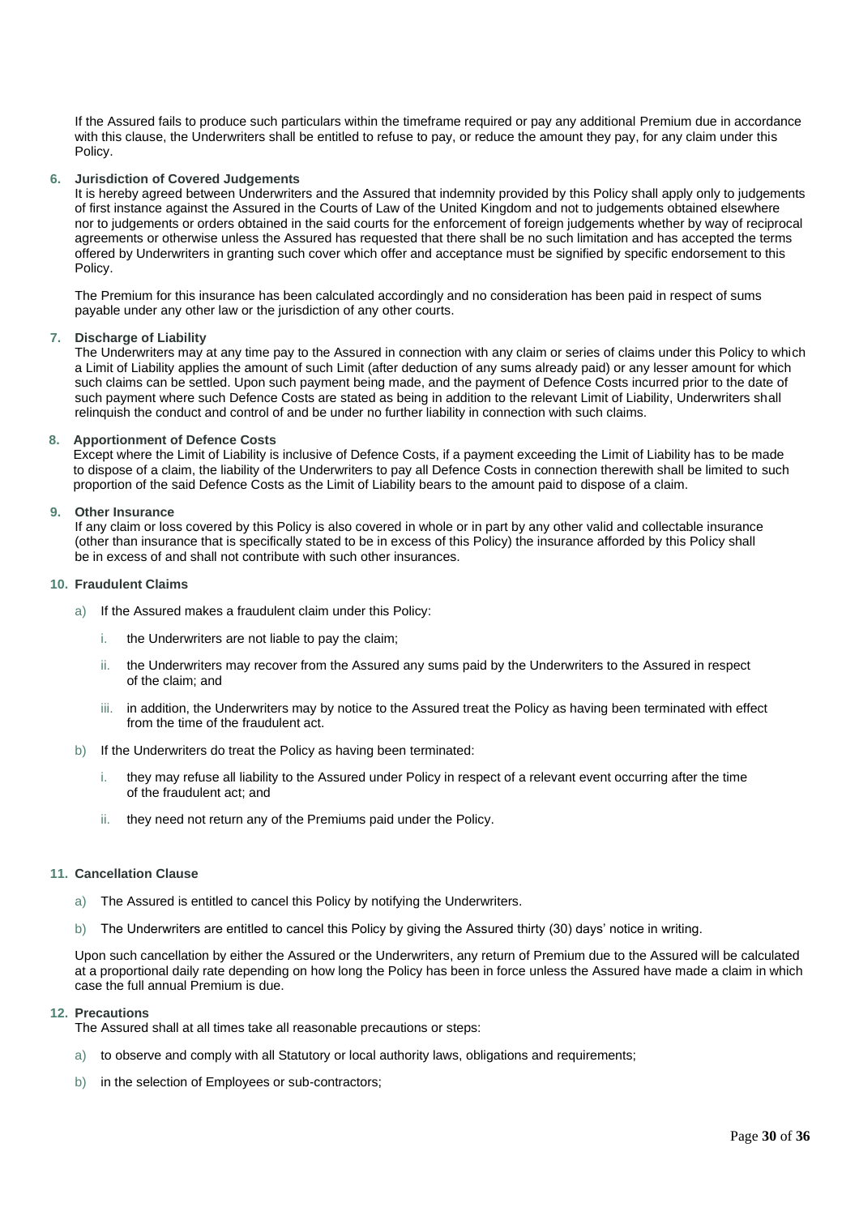If the Assured fails to produce such particulars within the timeframe required or pay any additional Premium due in accordance with this clause, the Underwriters shall be entitled to refuse to pay, or reduce the amount they pay, for any claim under this Policy.

**6. Jurisdiction of Covered Judgements**

It is hereby agreed between Underwriters and the Assured that indemnity provided by this Policy shall apply only to judgements of first instance against the Assured in the Courts of Law of the United Kingdom and not to judgements obtained elsewhere nor to judgements or orders obtained in the said courts for the enforcement of foreign judgements whether by way of reciprocal agreements or otherwise unless the Assured has requested that there shall be no such limitation and has accepted the terms offered by Underwriters in granting such cover which offer and acceptance must be signified by specific endorsement to this Policy.

The Premium for this insurance has been calculated accordingly and no consideration has been paid in respect of sums payable under any other law or the jurisdiction of any other courts.

**7. Discharge of Liability**

The Underwriters may at any time pay to the Assured in connection with any claim or series of claims under this Policy to which a Limit of Liability applies the amount of such Limit (after deduction of any sums already paid) or any lesser amount for which such claims can be settled. Upon such payment being made, and the payment of Defence Costs incurred prior to the date of such payment where such Defence Costs are stated as being in addition to the relevant Limit of Liability, Underwriters shall relinquish the conduct and control of and be under no further liability in connection with such claims.

**8. Apportionment of Defence Costs**

Except where the Limit of Liability is inclusive of Defence Costs, if a payment exceeding the Limit of Liability has to be made to dispose of a claim, the liability of the Underwriters to pay all Defence Costs in connection therewith shall be limited to such proportion of the said Defence Costs as the Limit of Liability bears to the amount paid to dispose of a claim.

**9. Other Insurance**

If any claim or loss covered by this Policy is also covered in whole or in part by any other valid and collectable insurance (other than insurance that is specifically stated to be in excess of this Policy) the insurance afforded by this Policy shall be in excess of and shall not contribute with such other insurances.

**10. Fraudulent Claims**

a) If the Assured makes a fraudulent claim under this Policy:

   i. the Underwriters are not liable to pay the claim;

   ii. the Underwriters may recover from the Assured any sums paid by the Underwriters to the Assured in respect of the claim; and

   iii. in addition, the Underwriters may by notice to the Assured treat the Policy as having been terminated with effect from the time of the fraudulent act.

b) If the Underwriters do treat the Policy as having been terminated:

   i. they may refuse all liability to the Assured under Policy in respect of a relevant event occurring after the time of the fraudulent act; and

   ii. they need not return any of the Premiums paid under the Policy.

**11. Cancellation Clause**

a) The Assured is entitled to cancel this Policy by notifying the Underwriters.

b) The Underwriters are entitled to cancel this Policy by giving the Assured thirty (30) days' notice in writing.

Upon such cancellation by either the Assured or the Underwriters, any return of Premium due to the Assured will be calculated at a proportional daily rate depending on how long the Policy has been in force unless the Assured have made a claim in which case the full annual Premium is due.

**12. Precautions**

The Assured shall at all times take all reasonable precautions or steps:

a) to observe and comply with all Statutory or local authority laws, obligations and requirements;

b) in the selection of Employees or sub-contractors;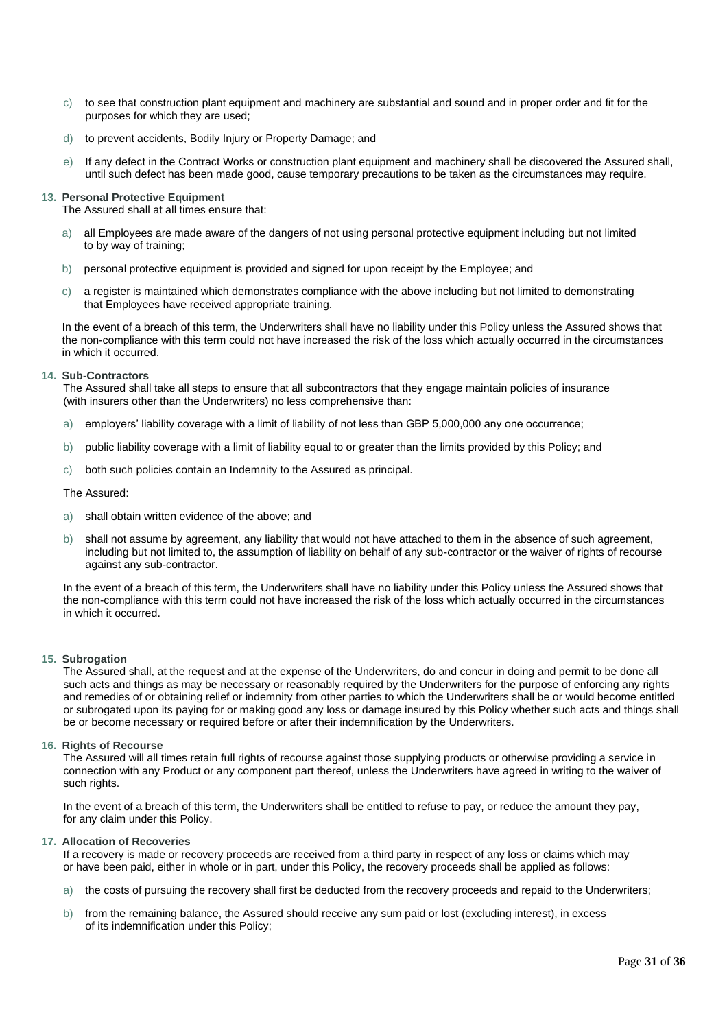c) to see that construction plant equipment and machinery are substantial and sound and in proper order and fit for the purposes for which they are used;

d) to prevent accidents, Bodily Injury or Property Damage; and

e) If any defect in the Contract Works or construction plant equipment and machinery shall be discovered the Assured shall, until such defect has been made good, cause temporary precautions to be taken as the circumstances may require.

**13. Personal Protective Equipment**

The Assured shall at all times ensure that:

a) all Employees are made aware of the dangers of not using personal protective equipment including but not limited to by way of training;

b) personal protective equipment is provided and signed for upon receipt by the Employee; and

c) a register is maintained which demonstrates compliance with the above including but not limited to demonstrating that Employees have received appropriate training.

In the event of a breach of this term, the Underwriters shall have no liability under this Policy unless the Assured shows that the non-compliance with this term could not have increased the risk of the loss which actually occurred in the circumstances in which it occurred.

**14. Sub-Contractors**

The Assured shall take all steps to ensure that all subcontractors that they engage maintain policies of insurance (with insurers other than the Underwriters) no less comprehensive than:

a) employers' liability coverage with a limit of liability of not less than GBP 5,000,000 any one occurrence;

b) public liability coverage with a limit of liability equal to or greater than the limits provided by this Policy; and

c) both such policies contain an Indemnity to the Assured as principal.

The Assured:

a) shall obtain written evidence of the above; and

b) shall not assume by agreement, any liability that would not have attached to them in the absence of such agreement, including but not limited to, the assumption of liability on behalf of any sub-contractor or the waiver of rights of recourse against any sub-contractor.

In the event of a breach of this term, the Underwriters shall have no liability under this Policy unless the Assured shows that the non-compliance with this term could not have increased the risk of the loss which actually occurred in the circumstances in which it occurred.

**15. Subrogation**

The Assured shall, at the request and at the expense of the Underwriters, do and concur in doing and permit to be done all such acts and things as may be necessary or reasonably required by the Underwriters for the purpose of enforcing any rights and remedies of or obtaining relief or indemnity from other parties to which the Underwriters shall be or would become entitled or subrogated upon its paying for or making good any loss or damage insured by this Policy whether such acts and things shall be or become necessary or required before or after their indemnification by the Underwriters.

**16. Rights of Recourse**

The Assured will all times retain full rights of recourse against those supplying products or otherwise providing a service in connection with any Product or any component part thereof, unless the Underwriters have agreed in writing to the waiver of such rights.

In the event of a breach of this term, the Underwriters shall be entitled to refuse to pay, or reduce the amount they pay, for any claim under this Policy.

**17. Allocation of Recoveries**

If a recovery is made or recovery proceeds are received from a third party in respect of any loss or claims which may or have been paid, either in whole or in part, under this Policy, the recovery proceeds shall be applied as follows:

a) the costs of pursuing the recovery shall first be deducted from the recovery proceeds and repaid to the Underwriters;

b) from the remaining balance, the Assured should receive any sum paid or lost (excluding interest), in excess of its indemnification under this Policy;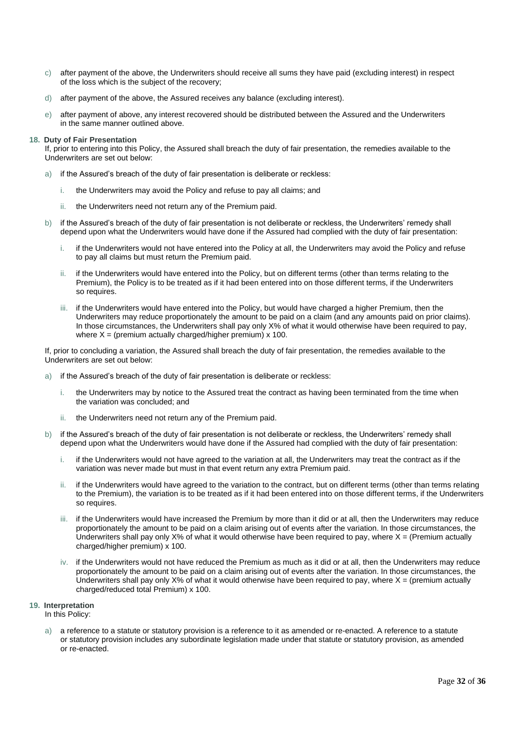c) after payment of the above, the Underwriters should receive all sums they have paid (excluding interest) in respect of the loss which is the subject of the recovery;

d) after payment of the above, the Assured receives any balance (excluding interest).

e) after payment of above, any interest recovered should be distributed between the Assured and the Underwriters in the same manner outlined above.

**18. Duty of Fair Presentation**

If, prior to entering into this Policy, the Assured shall breach the duty of fair presentation, the remedies available to the Underwriters are set out below:

a) if the Assured's breach of the duty of fair presentation is deliberate or reckless:

   i. the Underwriters may avoid the Policy and refuse to pay all claims; and

   ii. the Underwriters need not return any of the Premium paid.

b) if the Assured's breach of the duty of fair presentation is not deliberate or reckless, the Underwriters' remedy shall depend upon what the Underwriters would have done if the Assured had complied with the duty of fair presentation:

   i. if the Underwriters would not have entered into the Policy at all, the Underwriters may avoid the Policy and refuse to pay all claims but must return the Premium paid.

   ii. if the Underwriters would have entered into the Policy, but on different terms (other than terms relating to the Premium), the Policy is to be treated as if it had been entered into on those different terms, if the Underwriters so requires.

   iii. if the Underwriters would have entered into the Policy, but would have charged a higher Premium, then the Underwriters may reduce proportionately the amount to be paid on a claim (and any amounts paid on prior claims). In those circumstances, the Underwriters shall pay only X% of what it would otherwise have been required to pay, where X = (premium actually charged/higher premium) x 100.

If, prior to concluding a variation, the Assured shall breach the duty of fair presentation, the remedies available to the Underwriters are set out below:

a) if the Assured's breach of the duty of fair presentation is deliberate or reckless:

   i. the Underwriters may by notice to the Assured treat the contract as having been terminated from the time when the variation was concluded; and

   ii. the Underwriters need not return any of the Premium paid.

b) if the Assured's breach of the duty of fair presentation is not deliberate or reckless, the Underwriters' remedy shall depend upon what the Underwriters would have done if the Assured had complied with the duty of fair presentation:

   i. if the Underwriters would not have agreed to the variation at all, the Underwriters may treat the contract as if the variation was never made but must in that event return any extra Premium paid.

   ii. if the Underwriters would have agreed to the variation to the contract, but on different terms (other than terms relating to the Premium), the variation is to be treated as if it had been entered into on those different terms, if the Underwriters so requires.

   iii. if the Underwriters would have increased the Premium by more than it did or at all, then the Underwriters may reduce proportionately the amount to be paid on a claim arising out of events after the variation. In those circumstances, the Underwriters shall pay only X% of what it would otherwise have been required to pay, where X = (Premium actually charged/higher premium) x 100.

   iv. if the Underwriters would not have reduced the Premium as much as it did or at all, then the Underwriters may reduce proportionately the amount to be paid on a claim arising out of events after the variation. In those circumstances, the Underwriters shall pay only X% of what it would otherwise have been required to pay, where X = (premium actually charged/reduced total Premium) x 100.

**19. Interpretation**

In this Policy:

a) a reference to a statute or statutory provision is a reference to it as amended or re-enacted. A reference to a statute or statutory provision includes any subordinate legislation made under that statute or statutory provision, as amended or re-enacted.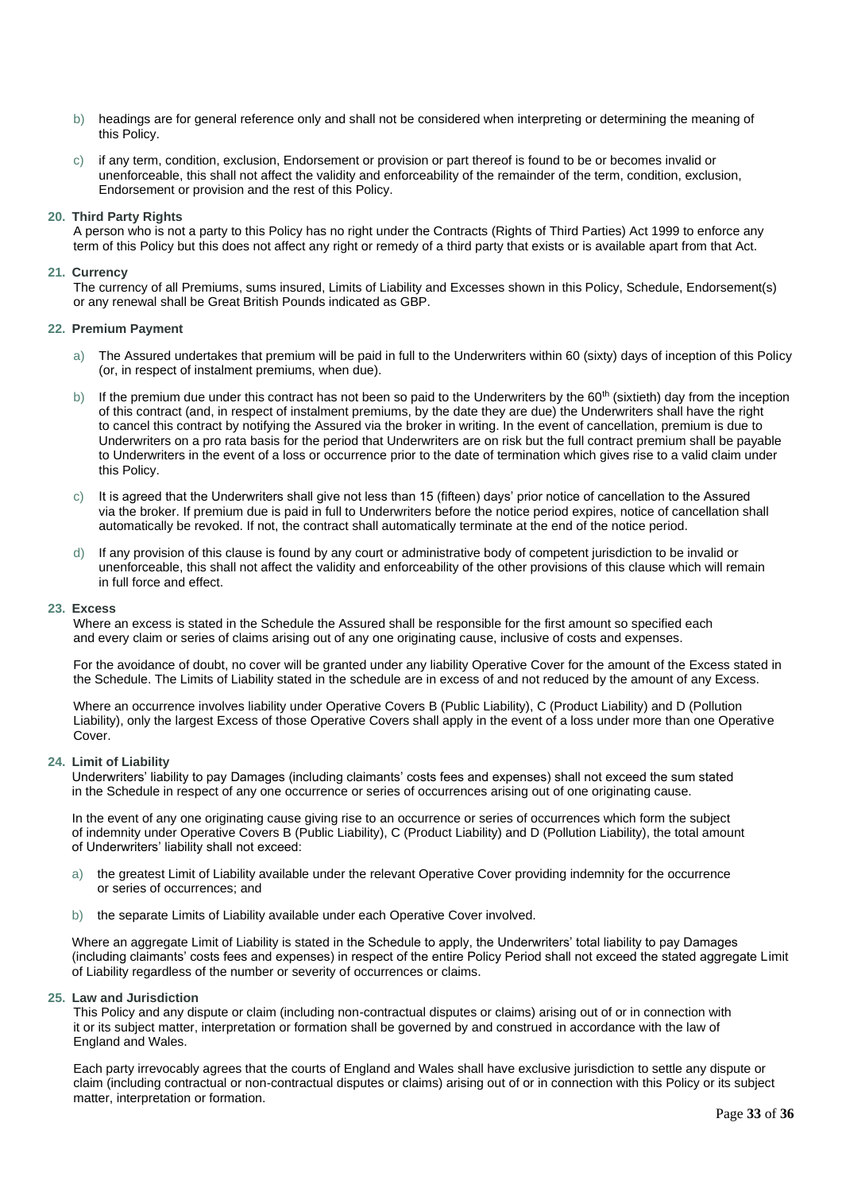b) headings are for general reference only and shall not be considered when interpreting or determining the meaning of this Policy.

c) if any term, condition, exclusion, Endorsement or provision or part thereof is found to be or becomes invalid or unenforceable, this shall not affect the validity and enforceability of the remainder of the term, condition, exclusion, Endorsement or provision and the rest of this Policy.

**20. Third Party Rights**

A person who is not a party to this Policy has no right under the Contracts (Rights of Third Parties) Act 1999 to enforce any term of this Policy but this does not affect any right or remedy of a third party that exists or is available apart from that Act.

**21. Currency**

The currency of all Premiums, sums insured, Limits of Liability and Excesses shown in this Policy, Schedule, Endorsement(s) or any renewal shall be Great British Pounds indicated as GBP.

**22. Premium Payment**

a) The Assured undertakes that premium will be paid in full to the Underwriters within 60 (sixty) days of inception of this Policy (or, in respect of instalment premiums, when due).

b) If the premium due under this contract has not been so paid to the Underwriters by the 60th (sixtieth) day from the inception of this contract (and, in respect of instalment premiums, by the date they are due) the Underwriters shall have the right to cancel this contract by notifying the Assured via the broker in writing. In the event of cancellation, premium is due to Underwriters on a pro rata basis for the period that Underwriters are on risk but the full contract premium shall be payable to Underwriters in the event of a loss or occurrence prior to the date of termination which gives rise to a valid claim under this Policy.

c) It is agreed that the Underwriters shall give not less than 15 (fifteen) days' prior notice of cancellation to the Assured via the broker. If premium due is paid in full to Underwriters before the notice period expires, notice of cancellation shall automatically be revoked. If not, the contract shall automatically terminate at the end of the notice period.

d) If any provision of this clause is found by any court or administrative body of competent jurisdiction to be invalid or unenforceable, this shall not affect the validity and enforceability of the other provisions of this clause which will remain in full force and effect.

**23. Excess**

Where an excess is stated in the Schedule the Assured shall be responsible for the first amount so specified each and every claim or series of claims arising out of any one originating cause, inclusive of costs and expenses.

For the avoidance of doubt, no cover will be granted under any liability Operative Cover for the amount of the Excess stated in the Schedule. The Limits of Liability stated in the schedule are in excess of and not reduced by the amount of any Excess.

Where an occurrence involves liability under Operative Covers B (Public Liability), C (Product Liability) and D (Pollution Liability), only the largest Excess of those Operative Covers shall apply in the event of a loss under more than one Operative Cover.

**24. Limit of Liability**

Underwriters' liability to pay Damages (including claimants' costs fees and expenses) shall not exceed the sum stated in the Schedule in respect of any one occurrence or series of occurrences arising out of one originating cause.

In the event of any one originating cause giving rise to an occurrence or series of occurrences which form the subject of indemnity under Operative Covers B (Public Liability), C (Product Liability) and D (Pollution Liability), the total amount of Underwriters' liability shall not exceed:

a) the greatest Limit of Liability available under the relevant Operative Cover providing indemnity for the occurrence or series of occurrences; and

b) the separate Limits of Liability available under each Operative Cover involved.

Where an aggregate Limit of Liability is stated in the Schedule to apply, the Underwriters' total liability to pay Damages (including claimants' costs fees and expenses) in respect of the entire Policy Period shall not exceed the stated aggregate Limit of Liability regardless of the number or severity of occurrences or claims.

**25. Law and Jurisdiction**

This Policy and any dispute or claim (including non-contractual disputes or claims) arising out of or in connection with it or its subject matter, interpretation or formation shall be governed by and construed in accordance with the law of England and Wales.

Each party irrevocably agrees that the courts of England and Wales shall have exclusive jurisdiction to settle any dispute or claim (including contractual or non-contractual disputes or claims) arising out of or in connection with this Policy or its subject matter, interpretation or formation.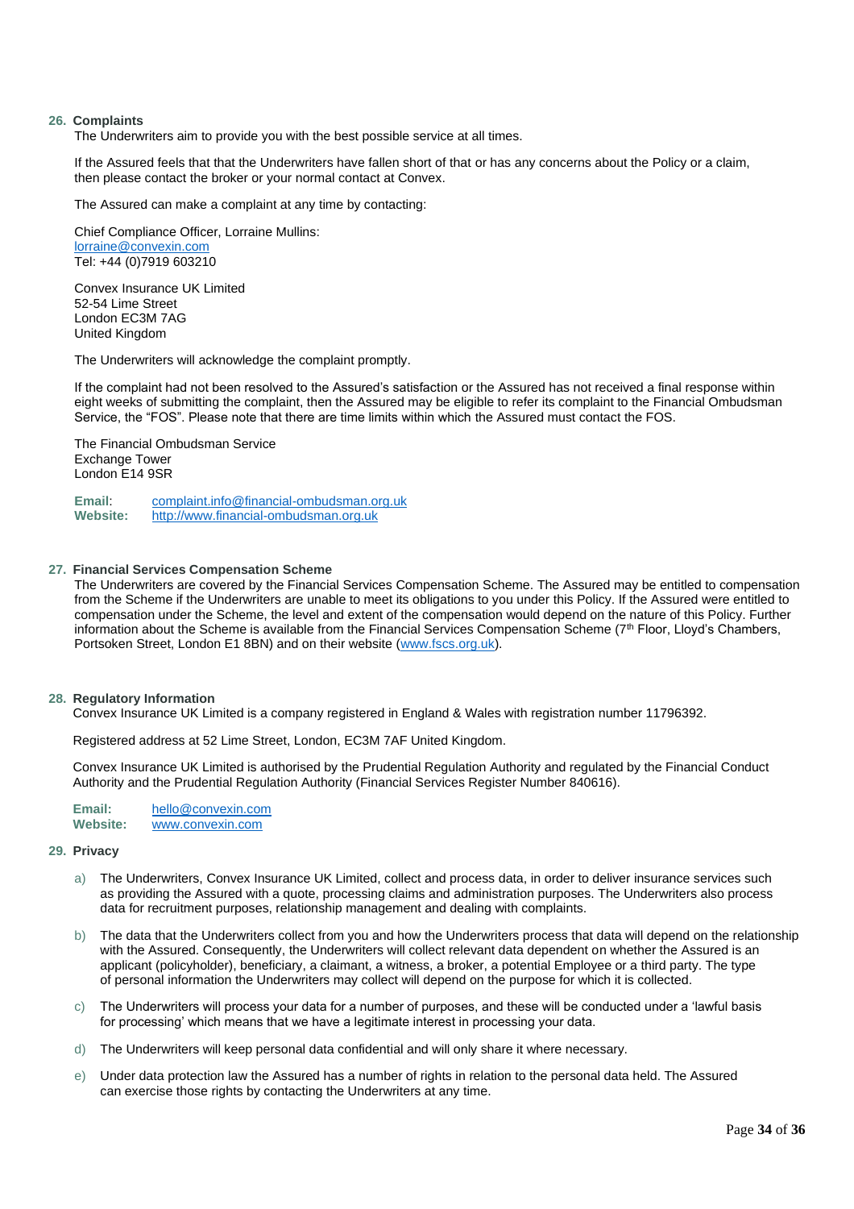## 26. Complaints

The Underwriters aim to provide you with the best possible service at all times.

If the Assured feels that that the Underwriters have fallen short of that or has any concerns about the Policy or a claim, then please contact the broker or your normal contact at Convex.

The Assured can make a complaint at any time by contacting:

Chief Compliance Officer, Lorraine Mullins:
lorraine@convexin.com
Tel: +44 (0)7919 603210

Convex Insurance UK Limited
52-54 Lime Street
London EC3M 7AG
United Kingdom

The Underwriters will acknowledge the complaint promptly.

If the complaint had not been resolved to the Assured's satisfaction or the Assured has not received a final response within eight weeks of submitting the complaint, then the Assured may be eligible to refer its complaint to the Financial Ombudsman Service, the "FOS". Please note that there are time limits within which the Assured must contact the FOS.

The Financial Ombudsman Service
Exchange Tower
London E14 9SR

**Email**: complaint.info@financial-ombudsman.org.uk
**Website:** http://www.financial-ombudsman.org.uk

## 27. Financial Services Compensation Scheme

The Underwriters are covered by the Financial Services Compensation Scheme. The Assured may be entitled to compensation from the Scheme if the Underwriters are unable to meet its obligations to you under this Policy. If the Assured were entitled to compensation under the Scheme, the level and extent of the compensation would depend on the nature of this Policy. Further information about the Scheme is available from the Financial Services Compensation Scheme (7th Floor, Lloyd's Chambers, Portsoken Street, London E1 8BN) and on their website (www.fscs.org.uk).

## 28. Regulatory Information

Convex Insurance UK Limited is a company registered in England & Wales with registration number 11796392.

Registered address at 52 Lime Street, London, EC3M 7AF United Kingdom.

Convex Insurance UK Limited is authorised by the Prudential Regulation Authority and regulated by the Financial Conduct Authority and the Prudential Regulation Authority (Financial Services Register Number 840616).

**Email:** hello@convexin.com
**Website:** www.convexin.com

## 29. Privacy

a) The Underwriters, Convex Insurance UK Limited, collect and process data, in order to deliver insurance services such as providing the Assured with a quote, processing claims and administration purposes. The Underwriters also process data for recruitment purposes, relationship management and dealing with complaints.

b) The data that the Underwriters collect from you and how the Underwriters process that data will depend on the relationship with the Assured. Consequently, the Underwriters will collect relevant data dependent on whether the Assured is an applicant (policyholder), beneficiary, a claimant, a witness, a broker, a potential Employee or a third party. The type of personal information the Underwriters may collect will depend on the purpose for which it is collected.

c) The Underwriters will process your data for a number of purposes, and these will be conducted under a 'lawful basis for processing' which means that we have a legitimate interest in processing your data.

d) The Underwriters will keep personal data confidential and will only share it where necessary.

e) Under data protection law the Assured has a number of rights in relation to the personal data held. The Assured can exercise those rights by contacting the Underwriters at any time.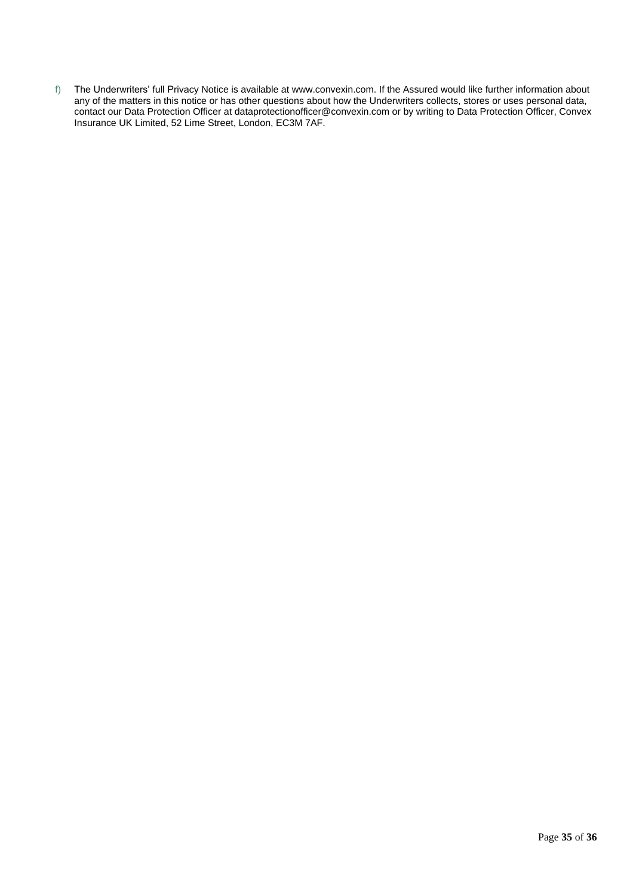f) The Underwriters' full Privacy Notice is available at www.convexin.com. If the Assured would like further information about any of the matters in this notice or has other questions about how the Underwriters collects, stores or uses personal data, contact our Data Protection Officer at dataprotectionofficer@convexin.com or by writing to Data Protection Officer, Convex Insurance UK Limited, 52 Lime Street, London, EC3M 7AF.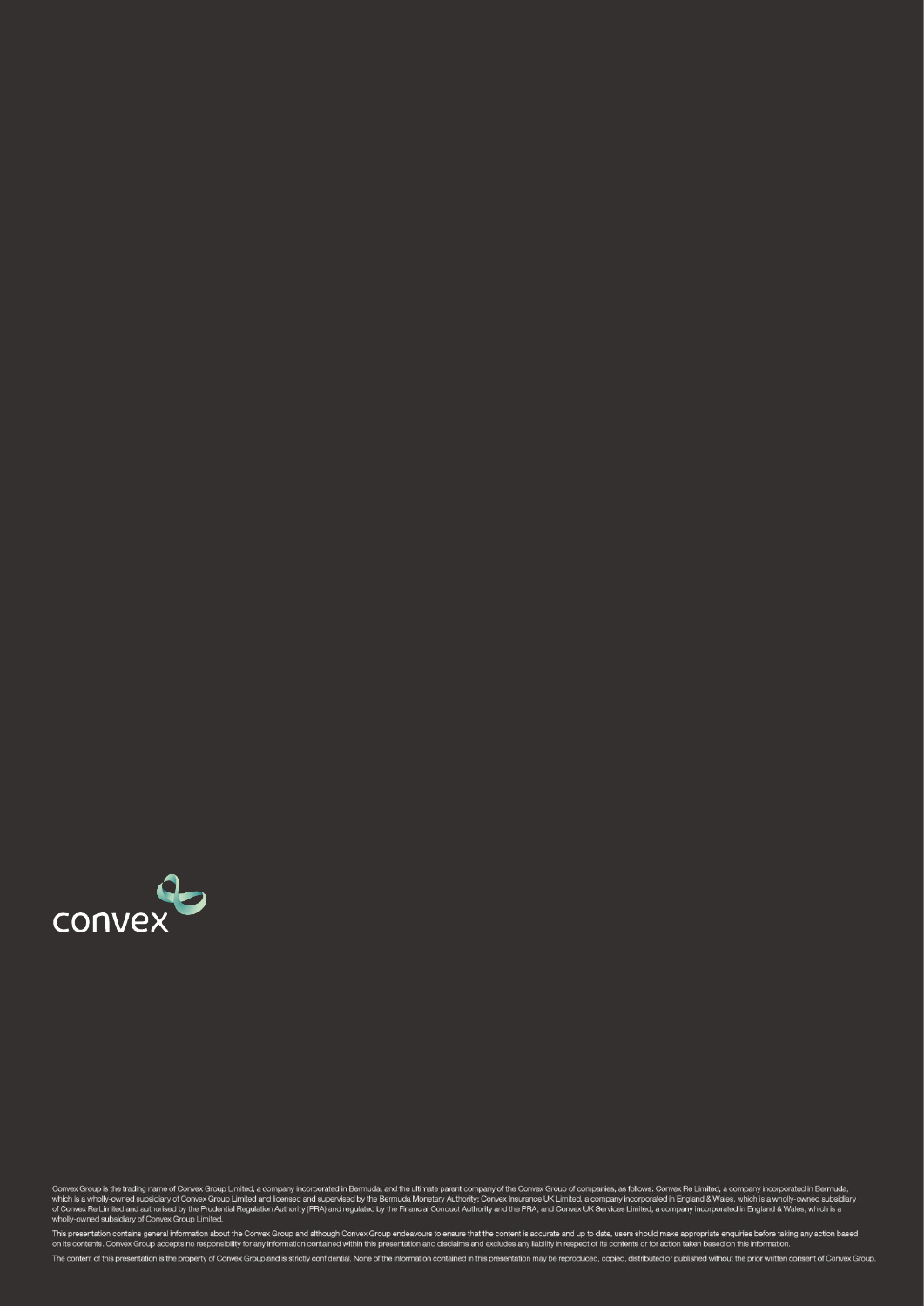convex

Convex Group is the trading name of Convex Group Limited, a company incorporated in Bermuda, and the ultimate parent company of the Convex Group of companies, as follows: Convex Re Limited, a company incorporated in Bermuda, which is a wholly-owned subsidiary of Convex Group Limited and licensed and supervised by the Bermuda Monetary Authority; Convex Insurance UK Limited, a company incorporated in England & Wales, which is a wholly-owned subsidiary of Convex Re Limited and authorised by the Prudential Regulation Authority (PRA) and regulated by the Financial Conduct Authority and the PRA; and Convex UK Services Limited, a company incorporated in England & Wales, which is a wholly-owned subsidiary of Convex Group Limited.

This presentation contains general information about the Convex Group and although Convex Group endeavours to ensure that the content is accurate and up to date, users should make appropriate enquiries before taking any action based on its contents. Convex Group accepts no responsibility for any information contained within this presentation and disclaims and excludes any liability in respect of its contents or for action taken based on this information.

The content of this presentation is the property of Convex Group and is strictly confidential. None of the information contained in this presentation may be reproduced, copied, distributed or published without the prior written consent of Convex Group.